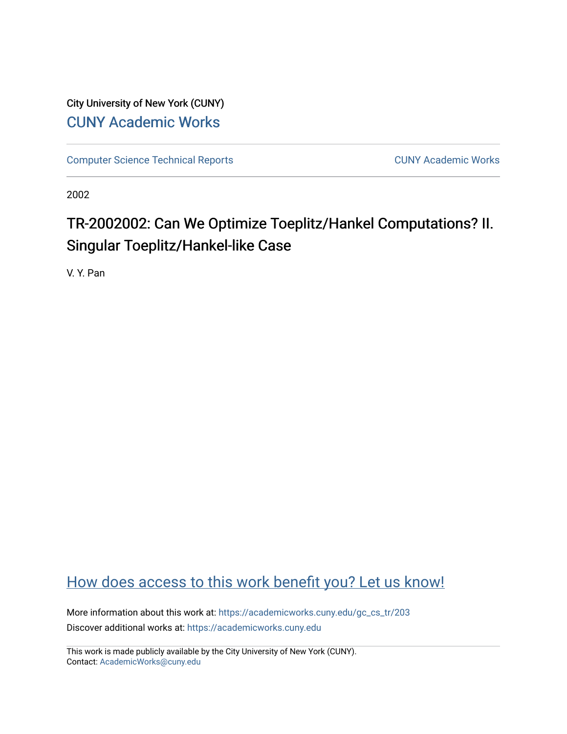City University of New York (CUNY)

[CUNY Academic Works](https://academicworks.cuny.edu)

[Computer Science Technical Reports](https://academicworks.cuny.edu/gc_cs_tr) [CUNY Academic Works](https://academicworks.cuny.edu)

2002

# TR-2002002: Can We Optimize Toeplitz/Hankel Computations? II. Singular Toeplitz/Hankel-like Case

V. Y. Pan

## How does access to this work benefit you? Let us know!

More information about this work at: https://academicworks.cuny.edu/gc_cs_tr/203

Discover additional works at: https://academicworks.cuny.edu

This work is made publicly available by the City University of New York (CUNY).
Contact: AcademicWorks@cuny.edu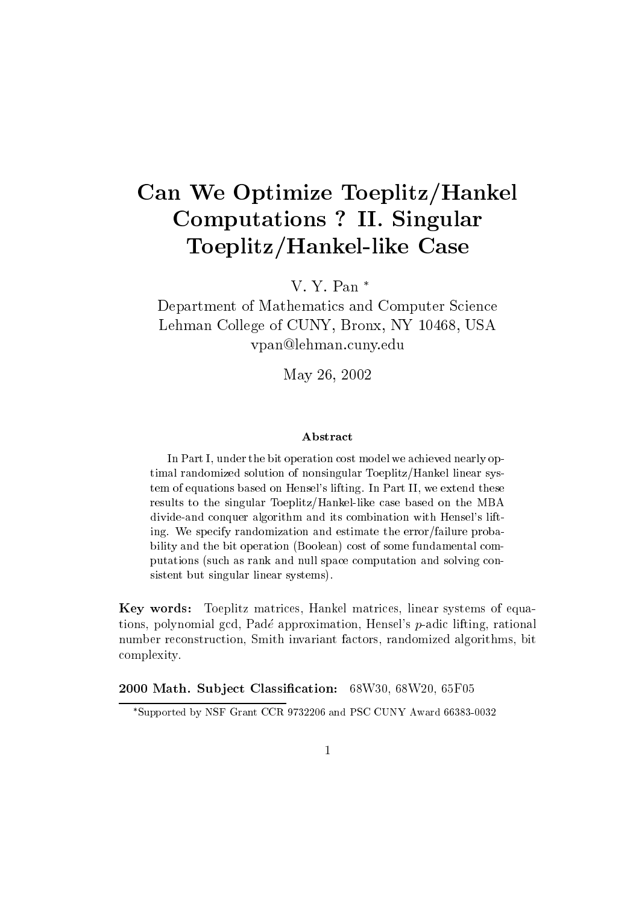# Can We Optimize Toeplitz/Hankel Computations ? II. Singular Toeplitz/Hankel-like Case

V. Y. Pan *

Department of Mathematics and Computer Science
Lehman College of CUNY, Bronx, NY 10468, USA
vpan@lehman.cuny.edu

May 26, 2002

### Abstract

In Part I, under the bit operation cost model we achieved nearly optimal randomized solution of nonsingular Toeplitz/Hankel linear system of equations based on Hensel's lifting. In Part II, we extend these results to the singular Toeplitz/Hankel-like case based on the MBA divide-and conquer algorithm and its combination with Hensel's lifting. We specify randomization and estimate the error/failure probability and the bit operation (Boolean) cost of some fundamental computations (such as rank and null space computation and solving consistent but singular linear systems).

**Key words:** Toeplitz matrices, Hankel matrices, linear systems of equations, polynomial gcd, Padé approximation, Hensel's $p$-adic lifting, rational number reconstruction, Smith invariant factors, randomized algorithms, bit complexity.

**2000 Math. Subject Classification:** 68W30, 68W20, 65F05

*Supported by NSF Grant CCR 9732206 and PSC CUNY Award 66383-0032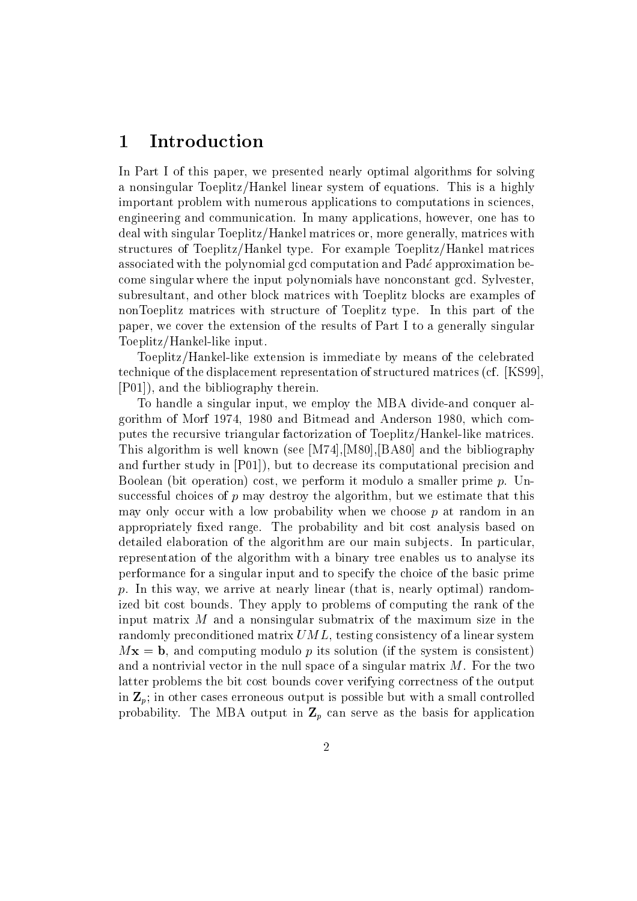# 1 Introduction

In Part I of this paper, we presented nearly optimal algorithms for solving a nonsingular Toeplitz/Hankel linear system of equations. This is a highly important problem with numerous applications to computations in sciences, engineering and communication. In many applications, however, one has to deal with singular Toeplitz/Hankel matrices or, more generally, matrices with structures of Toeplitz/Hankel type. For example Toeplitz/Hankel matrices associated with the polynomial gcd computation and Padé approximation become singular where the input polynomials have nonconstant gcd. Sylvester, subresultant, and other block matrices with Toeplitz blocks are examples of nonToeplitz matrices with structure of Toeplitz type. In this part of the paper, we cover the extension of the results of Part I to a generally singular Toeplitz/Hankel-like input.

Toeplitz/Hankel-like extension is immediate by means of the celebrated technique of the displacement representation of structured matrices (cf. [KS99], [P01]), and the bibliography therein.

To handle a singular input, we employ the MBA divide-and conquer algorithm of Morf 1974, 1980 and Bitmead and Anderson 1980, which computes the recursive triangular factorization of Toeplitz/Hankel-like matrices. This algorithm is well known (see [M74],[M80],[BA80] and the bibliography and further study in [P01]), but to decrease its computational precision and Boolean (bit operation) cost, we perform it modulo a smaller prime $p$. Unsuccessful choices of $p$ may destroy the algorithm, but we estimate that this may only occur with a low probability when we choose $p$ at random in an appropriately fixed range. The probability and bit cost analysis based on detailed elaboration of the algorithm are our main subjects. In particular, representation of the algorithm with a binary tree enables us to analyse its performance for a singular input and to specify the choice of the basic prime $p$. In this way, we arrive at nearly linear (that is, nearly optimal) randomized bit cost bounds. They apply to problems of computing the rank of the input matrix $M$ and a nonsingular submatrix of the maximum size in the randomly preconditioned matrix $UML$, testing consistency of a linear system $M\mathbf{x} = \mathbf{b}$, and computing modulo $p$ its solution (if the system is consistent) and a nontrivial vector in the null space of a singular matrix $M$. For the two latter problems the bit cost bounds cover verifying correctness of the output in $\mathbf{Z}_p$; in other cases erroneous output is possible but with a small controlled probability. The MBA output in $\mathbf{Z}_p$ can serve as the basis for application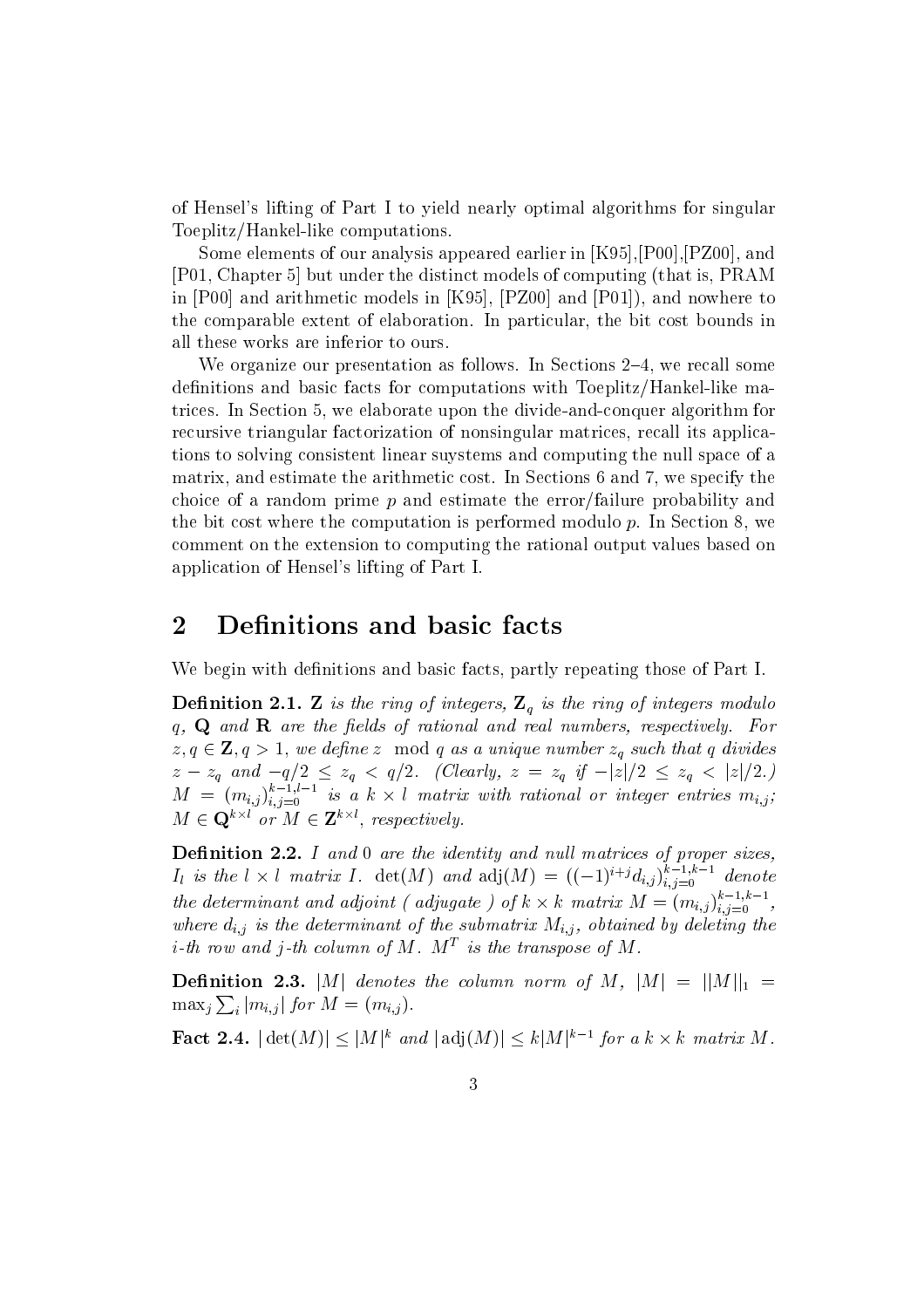of Hensel's lifting of Part I to yield nearly optimal algorithms for singular Toeplitz/Hankel-like computations.

Some elements of our analysis appeared earlier in [K95],[P00],[PZ00], and [P01, Chapter 5] but under the distinct models of computing (that is, PRAM in [P00] and arithmetic models in [K95], [PZ00] and [P01]), and nowhere to the comparable extent of elaboration. In particular, the bit cost bounds in all these works are inferior to ours.

We organize our presentation as follows. In Sections 2–4, we recall some definitions and basic facts for computations with Toeplitz/Hankel-like matrices. In Section 5, we elaborate upon the divide-and-conquer algorithm for recursive triangular factorization of nonsingular matrices, recall its applications to solving consistent linear suystems and computing the null space of a matrix, and estimate the arithmetic cost. In Sections 6 and 7, we specify the choice of a random prime $p$ and estimate the error/failure probability and the bit cost where the computation is performed modulo $p$. In Section 8, we comment on the extension to computing the rational output values based on application of Hensel's lifting of Part I.

## 2 Definitions and basic facts

We begin with definitions and basic facts, partly repeating those of Part I.

**Definition 2.1.** *$\mathbf{Z}$ is the ring of integers, $\mathbf{Z}_q$ is the ring of integers modulo $q$, $\mathbf{Q}$ and $\mathbf{R}$ are the fields of rational and real numbers, respectively. For $z, q \in \mathbf{Z}, q > 1$, we define $z \mod q$ as a unique number $z_q$ such that $q$ divides $z - z_q$ and $-q/2 \leq z_q < q/2$. (Clearly, $z = z_q$ if $-|z|/2 \leq z_q < |z|/2$.) $M = (m_{i,j})_{i,j=0}^{k-1,l-1}$ is a $k \times l$ matrix with rational or integer entries $m_{i,j}$; $M \in \mathbf{Q}^{k \times l}$ or $M \in \mathbf{Z}^{k \times l}$, respectively.*

**Definition 2.2.** *$I$ and $0$ are the identity and null matrices of proper sizes, $I_l$ is the $l \times l$ matrix $I$. $\det(M)$ and $\text{adj}(M) = ((-1)^{i+j} d_{i,j})_{i,j=0}^{k-1,k-1}$ denote the determinant and adjoint ( adjugate ) of $k \times k$ matrix $M = (m_{i,j})_{i,j=0}^{k-1,k-1}$, where $d_{i,j}$ is the determinant of the submatrix $M_{i,j}$, obtained by deleting the $i$-th row and $j$-th column of $M$. $M^T$ is the transpose of $M$.*

**Definition 2.3.** *$|M|$ denotes the column norm of $M$, $|M| = ||M||_1 = \max_j \sum_i |m_{i,j}|$ for $M = (m_{i,j})$.*

**Fact 2.4.** *$|\det(M)| \leq |M|^k$ and $|\text{adj}(M)| \leq k|M|^{k-1}$ for a $k \times k$ matrix $M$.*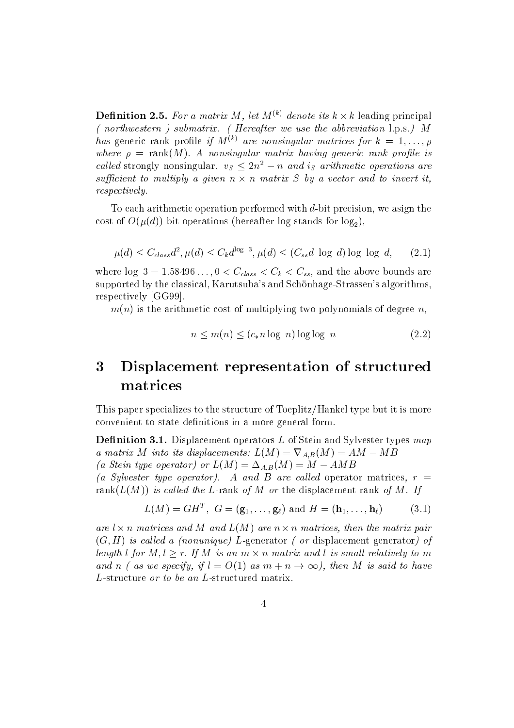**Definition 2.5.** *For a matrix $M$, let $M^{(k)}$ denote its $k \times k$* leading principal *( northwestern ) submatrix. ( Hereafter we use the abbreviation* l.p.s.*) $M$ has* generic rank profile *if $M^{(k)}$ are nonsingular matrices for $k = 1, \ldots, \rho$ where $\rho = \text{rank}(M)$. A nonsingular matrix having generic rank profile is called* strongly nonsingular*. $v_S \leq 2n^2 - n$ and $i_S$ arithmetic operations are sufficient to multiply a given $n \times n$ matrix $S$ by a vector and to invert it, respectively.*

To each arithmetic operation performed with $d$-bit precision, we asign the cost of $O(\mu(d))$ bit operations (hereafter log stands for $\log_2$),

$$\mu(d) \leq C_{class} d^2, \mu(d) \leq C_k d^{\log\ 3}, \mu(d) \leq (C_{ss} d\ \log\ d) \log\ \log\ d, \tag{2.1}$$

where $\log\ 3 = 1.58496\ldots$, $0 < C_{class} < C_k < C_{ss}$, and the above bounds are supported by the classical, Karutsuba's and Schönhage-Strassen's algorithms, respectively [GG99].

$m(n)$ is the arithmetic cost of multiplying two polynomials of degree $n$,

$$n \leq m(n) \leq (c_* n \log\ n) \log\log\ n \tag{2.2}$$

# 3 Displacement representation of structured matrices

This paper specializes to the structure of Toeplitz/Hankel type but it is more convenient to state definitions in a more general form.

**Definition 3.1.** Displacement operators $L$ of Stein and Sylvester types *map a matrix $M$ into its displacements: $L(M) = \nabla_{A,B}(M) = AM - MB$ (a Stein type operator) or $L(M) = \Delta_{A,B}(M) = M - AMB$ (a Sylvester type operator). $A$ and $B$ are called* operator matrices*, $r = \text{rank}(L(M))$ is called the $L$-rank of $M$ or* the displacement rank *of $M$. If*

$$L(M) = GH^T,\ G = (\mathbf{g}_1, \ldots, \mathbf{g}_\ell) \text{ and } H = (\mathbf{h}_1, \ldots, \mathbf{h}_\ell) \tag{3.1}$$

*are $l \times n$ matrices and $M$ and $L(M)$ are $n \times n$ matrices, then the matrix pair $(G, H)$ is called a (nonunique) $L$-*generator *( or* displacement generator*) of length $l$ for $M, l \geq r$. If $M$ is an $m \times n$ matrix and $l$ is small relatively to $m$ and $n$ ( as we specify, if $l = O(1)$ as $m + n \to \infty$), then $M$ is said to have $L$-*structure *or to be an $L$-*structured matrix*.*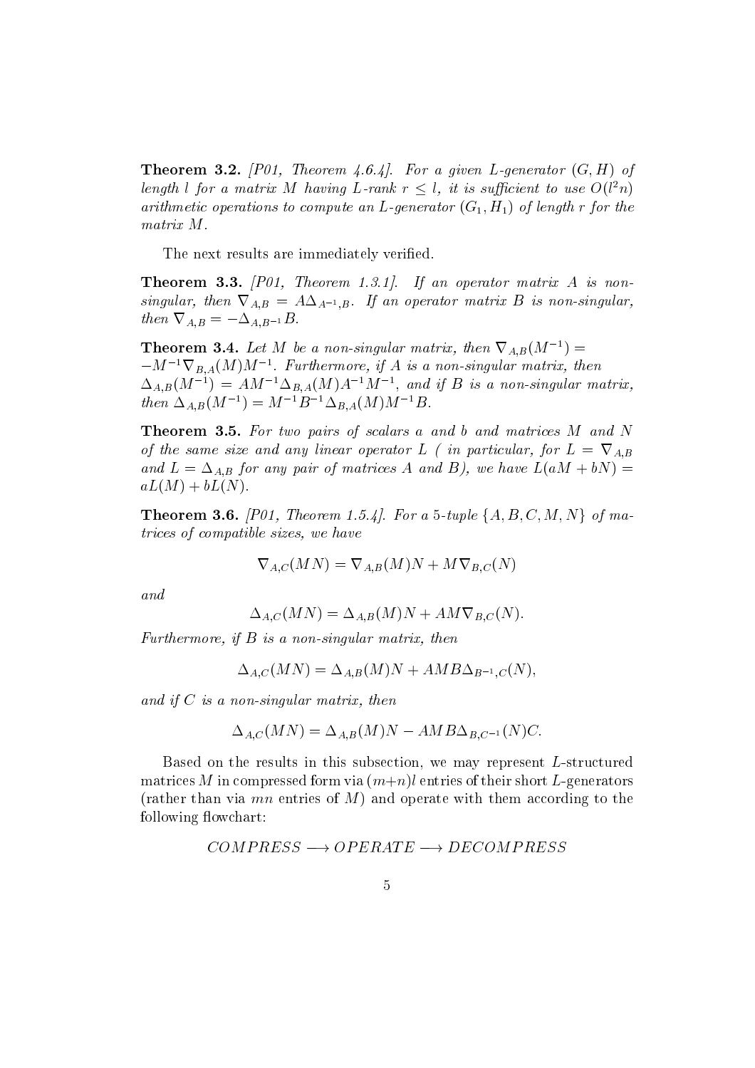**Theorem 3.2.** *[P01, Theorem 4.6.4]. For a given L-generator $(G, H)$ of length $l$ for a matrix $M$ having L-rank $r \leq l$, it is sufficient to use $O(l^2 n)$ arithmetic operations to compute an L-generator $(G_1, H_1)$ of length $r$ for the matrix $M$.*

The next results are immediately verified.

**Theorem 3.3.** *[P01, Theorem 1.3.1]. If an operator matrix $A$ is non-singular, then $\nabla_{A,B} = A\Delta_{A^{-1},B}$. If an operator matrix $B$ is non-singular, then $\nabla_{A,B} = -\Delta_{A,B^{-1}}B$.*

**Theorem 3.4.** *Let $M$ be a non-singular matrix, then $\nabla_{A,B}(M^{-1}) = -M^{-1}\nabla_{B,A}(M)M^{-1}$. Furthermore, if $A$ is a non-singular matrix, then $\Delta_{A,B}(M^{-1}) = AM^{-1}\Delta_{B,A}(M)A^{-1}M^{-1}$, and if $B$ is a non-singular matrix, then $\Delta_{A,B}(M^{-1}) = M^{-1}B^{-1}\Delta_{B,A}(M)M^{-1}B$.*

**Theorem 3.5.** *For two pairs of scalars $a$ and $b$ and matrices $M$ and $N$ of the same size and any linear operator $L$ ( in particular, for $L = \nabla_{A,B}$ and $L = \Delta_{A,B}$ for any pair of matrices $A$ and $B$), we have $L(aM + bN) = aL(M) + bL(N)$.*

**Theorem 3.6.** *[P01, Theorem 1.5.4]. For a 5-tuple $\{A, B, C, M, N\}$ of matrices of compatible sizes, we have*

$$\nabla_{A,C}(MN) = \nabla_{A,B}(M)N + M\nabla_{B,C}(N)$$

*and*

$$\Delta_{A,C}(MN) = \Delta_{A,B}(M)N + AM\nabla_{B,C}(N).$$

*Furthermore, if $B$ is a non-singular matrix, then*

$$\Delta_{A,C}(MN) = \Delta_{A,B}(M)N + AMB\Delta_{B^{-1},C}(N),$$

*and if $C$ is a non-singular matrix, then*

$$\Delta_{A,C}(MN) = \Delta_{A,B}(M)N - AMB\Delta_{B,C^{-1}}(N)C.$$

Based on the results in this subsection, we may represent $L$-structured matrices $M$ in compressed form via $(m+n)l$ entries of their short $L$-generators (rather than via $mn$ entries of $M$) and operate with them according to the following flowchart:

$$COMPRESS \longrightarrow OPERATE \longrightarrow DECOMPRESS$$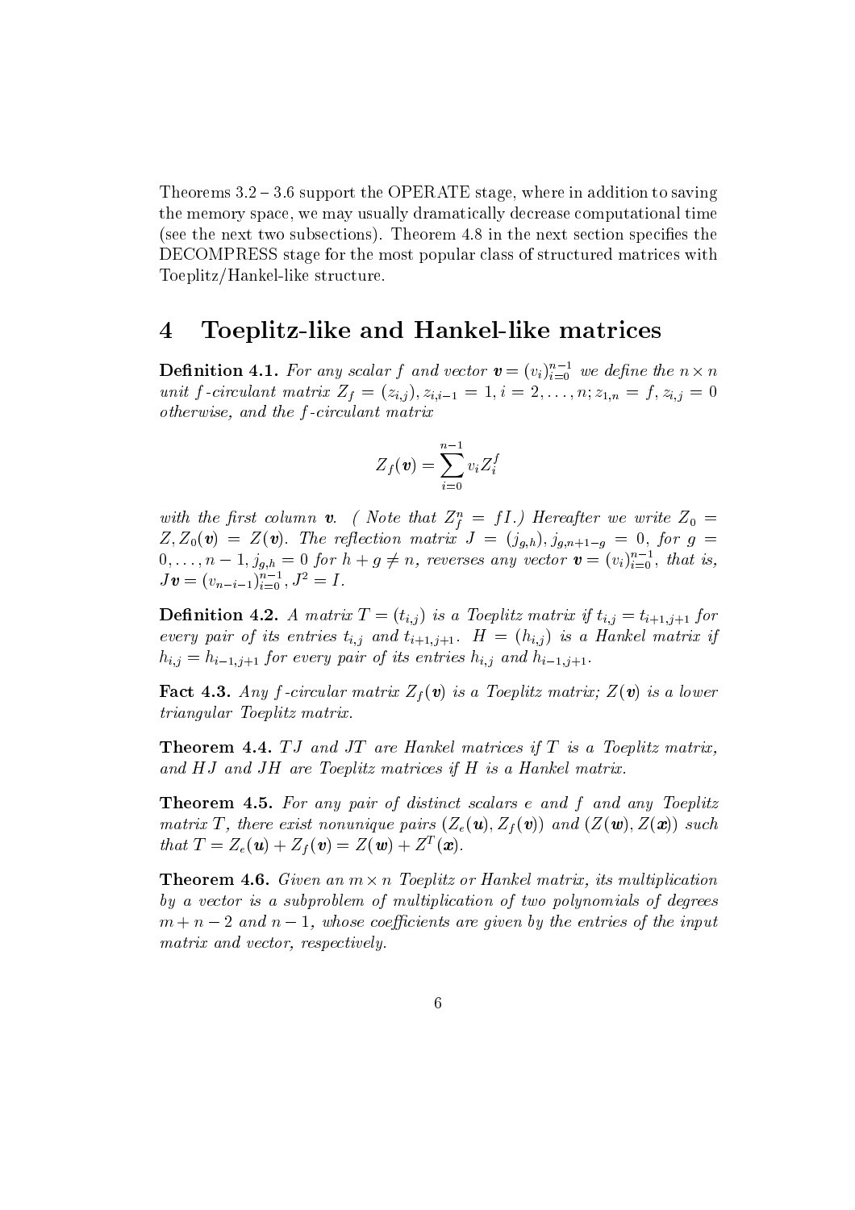Theorems 3.2 – 3.6 support the OPERATE stage, where in addition to saving the memory space, we may usually dramatically decrease computational time (see the next two subsections). Theorem 4.8 in the next section specifies the DECOMPRESS stage for the most popular class of structured matrices with Toeplitz/Hankel-like structure.

# 4 Toeplitz-like and Hankel-like matrices

**Definition 4.1.** *For any scalar $f$ and vector $\boldsymbol{v} = (v_i)_{i=0}^{n-1}$ we define the $n \times n$ unit $f$-circulant matrix $Z_f = (z_{i,j}), z_{i,i-1} = 1, i = 2, \ldots, n; z_{1,n} = f, z_{i,j} = 0$ otherwise, and the $f$-circulant matrix*

$$Z_f(\boldsymbol{v}) = \sum_{i=0}^{n-1} v_i Z_i^f$$

*with the first column $\boldsymbol{v}$. ( Note that $Z_f^n = fI$.) Hereafter we write $Z_0 = Z, Z_0(\boldsymbol{v}) = Z(\boldsymbol{v})$. The reflection matrix $J = (j_{g,h}), j_{g,n+1-g} = 0$, for $g = 0, \ldots, n-1, j_{g,h} = 0$ for $h + g \neq n$, reverses any vector $\boldsymbol{v} = (v_i)_{i=0}^{n-1}$, that is, $J\boldsymbol{v} = (v_{n-i-1})_{i=0}^{n-1}, J^2 = I$.*

**Definition 4.2.** *A matrix $T = (t_{i,j})$ is a Toeplitz matrix if $t_{i,j} = t_{i+1,j+1}$ for every pair of its entries $t_{i,j}$ and $t_{i+1,j+1}$. $H = (h_{i,j})$ is a Hankel matrix if $h_{i,j} = h_{i-1,j+1}$ for every pair of its entries $h_{i,j}$ and $h_{i-1,j+1}$.*

**Fact 4.3.** *Any $f$-circular matrix $Z_f(\boldsymbol{v})$ is a Toeplitz matrix; $Z(\boldsymbol{v})$ is a lower triangular Toeplitz matrix.*

**Theorem 4.4.** *$TJ$ and $JT$ are Hankel matrices if $T$ is a Toeplitz matrix, and $HJ$ and $JH$ are Toeplitz matrices if $H$ is a Hankel matrix.*

**Theorem 4.5.** *For any pair of distinct scalars $e$ and $f$ and any Toeplitz matrix $T$, there exist nonunique pairs $(Z_e(\boldsymbol{u}), Z_f(\boldsymbol{v}))$ and $(Z(\boldsymbol{w}), Z(\boldsymbol{x}))$ such that $T = Z_e(\boldsymbol{u}) + Z_f(\boldsymbol{v}) = Z(\boldsymbol{w}) + Z^T(\boldsymbol{x})$.*

**Theorem 4.6.** *Given an $m \times n$ Toeplitz or Hankel matrix, its multiplication by a vector is a subproblem of multiplication of two polynomials of degrees $m + n - 2$ and $n - 1$, whose coefficients are given by the entries of the input matrix and vector, respectively.*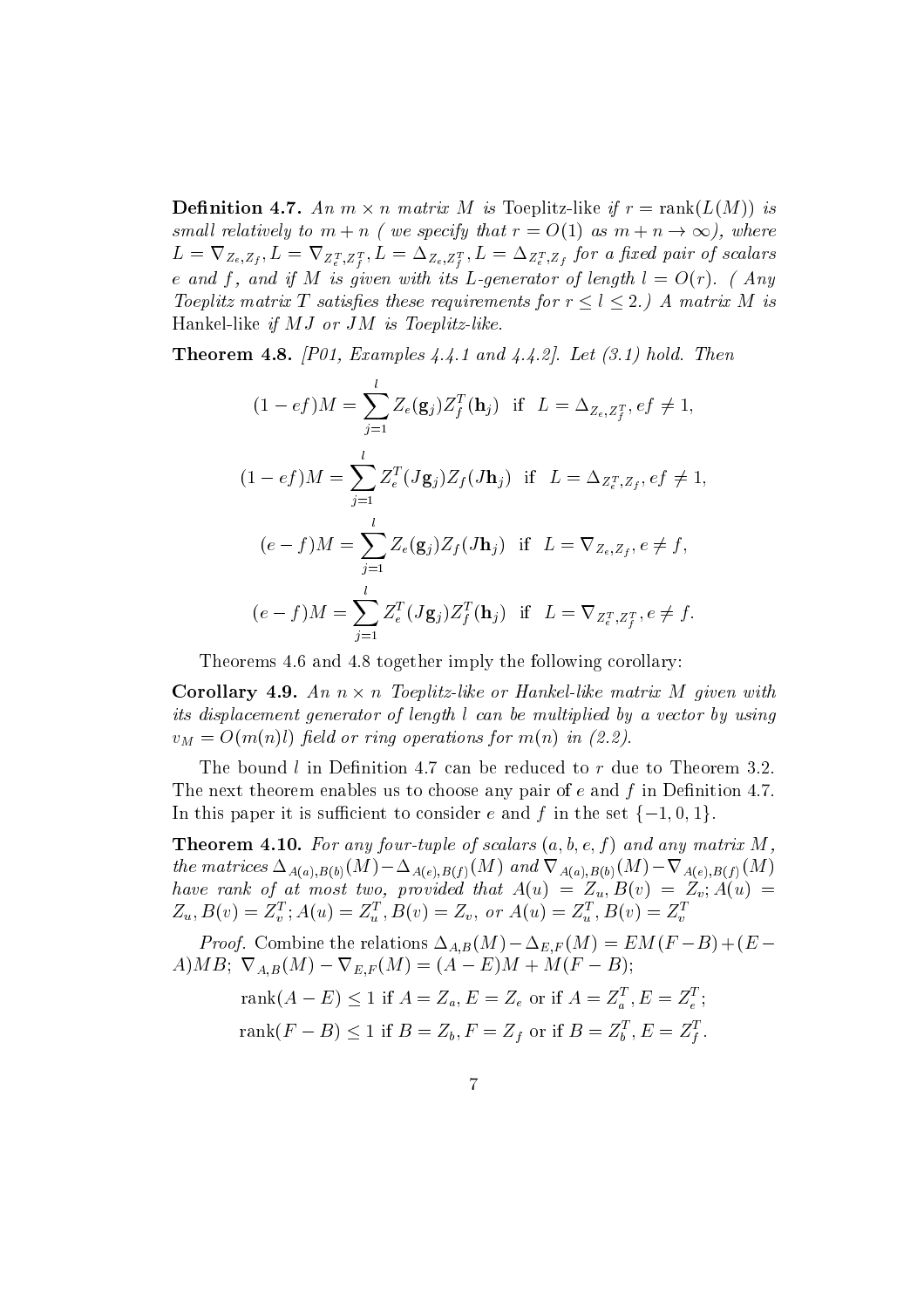**Definition 4.7.** *An $m \times n$ matrix $M$ is* Toeplitz-like *if $r = \text{rank}(L(M))$ is small relatively to $m+n$ ( we specify that $r = O(1)$ as $m+n \to \infty$), where $L = \nabla_{Z_e, Z_f}, L = \nabla_{Z_e^T, Z_f^T}, L = \Delta_{Z_e, Z_f^T}, L = \Delta_{Z_e^T, Z_f}$ for a fixed pair of scalars $e$ and $f$, and if $M$ is given with its $L$-generator of length $l = O(r)$. ( Any Toeplitz matrix $T$ satisfies these requirements for $r \leq l \leq 2$.) A matrix $M$ is* Hankel-like *if $MJ$ or $JM$ is Toeplitz-like.*

**Theorem 4.8.** *[P01, Examples 4.4.1 and 4.4.2]. Let (3.1) hold. Then*

$$(1-ef)M = \sum_{j=1}^{l} Z_e(\mathbf{g}_j) Z_f^T(\mathbf{h}_j) \quad \text{if} \quad L = \Delta_{Z_e, Z_f^T}, ef \neq 1,$$

$$(1-ef)M = \sum_{j=1}^{l} Z_e^T(J\mathbf{g}_j) Z_f(J\mathbf{h}_j) \quad \text{if} \quad L = \Delta_{Z_e^T, Z_f}, ef \neq 1,$$

$$(e-f)M = \sum_{j=1}^{l} Z_e(\mathbf{g}_j) Z_f(J\mathbf{h}_j) \quad \text{if} \quad L = \nabla_{Z_e, Z_f}, e \neq f,$$

$$(e-f)M = \sum_{j=1}^{l} Z_e^T(J\mathbf{g}_j) Z_f^T(\mathbf{h}_j) \quad \text{if} \quad L = \nabla_{Z_e^T, Z_f^T}, e \neq f.$$

Theorems 4.6 and 4.8 together imply the following corollary:

**Corollary 4.9.** *An $n \times n$ Toeplitz-like or Hankel-like matrix $M$ given with its displacement generator of length $l$ can be multiplied by a vector by using $v_M = O(m(n)l)$ field or ring operations for $m(n)$ in (2.2).*

The bound $l$ in Definition 4.7 can be reduced to $r$ due to Theorem 3.2. The next theorem enables us to choose any pair of $e$ and $f$ in Definition 4.7. In this paper it is sufficient to consider $e$ and $f$ in the set $\{-1, 0, 1\}$.

**Theorem 4.10.** *For any four-tuple of scalars $(a, b, e, f)$ and any matrix $M$, the matrices $\Delta_{A(a),B(b)}(M) - \Delta_{A(e),B(f)}(M)$ and $\nabla_{A(a),B(b)}(M) - \nabla_{A(e),B(f)}(M)$ have rank of at most two, provided that $A(u) = Z_u, B(v) = Z_v; A(u) = Z_u, B(v) = Z_v^T; A(u) = Z_u^T, B(v) = Z_v$, or $A(u) = Z_u^T, B(v) = Z_v^T$*

*Proof.* Combine the relations $\Delta_{A,B}(M) - \Delta_{E,F}(M) = EM(F-B) + (E-A)MB$; $\nabla_{A,B}(M) - \nabla_{E,F}(M) = (A-E)M + M(F-B)$;

$$\text{rank}(A-E) \leq 1 \text{ if } A = Z_a, E = Z_e \text{ or if } A = Z_a^T, E = Z_e^T;$$

$$\text{rank}(F-B) \leq 1 \text{ if } B = Z_b, F = Z_f \text{ or if } B = Z_b^T, E = Z_f^T.$$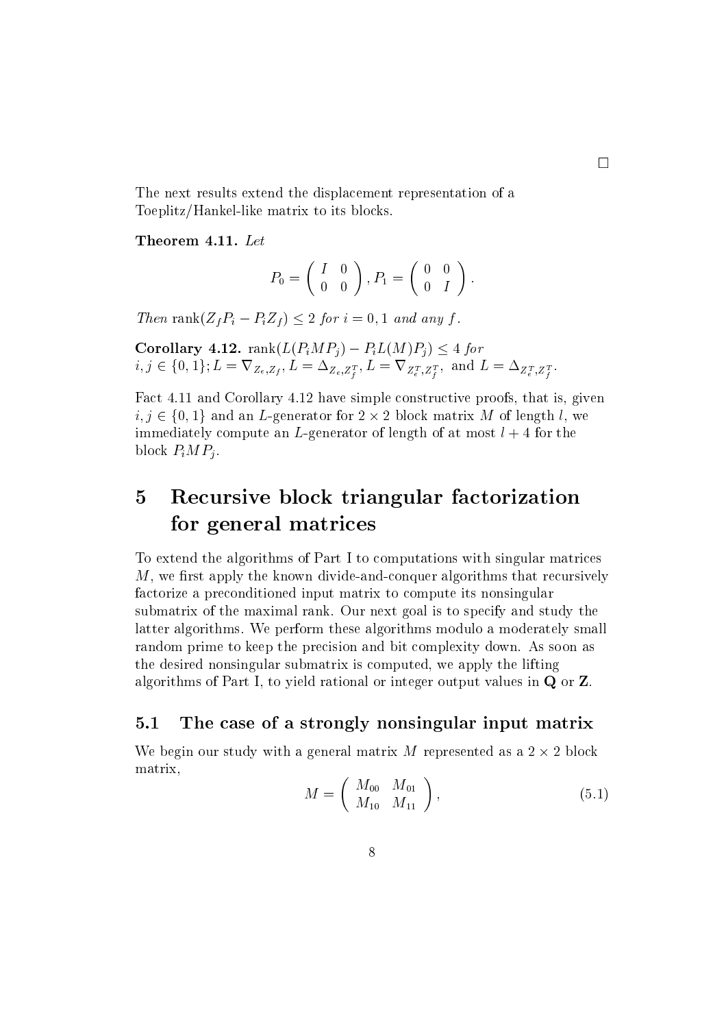□

The next results extend the displacement representation of a Toeplitz/Hankel-like matrix to its blocks.

**Theorem 4.11.** *Let*

$$P_0 = \begin{pmatrix} I & 0 \\ 0 & 0 \end{pmatrix}, P_1 = \begin{pmatrix} 0 & 0 \\ 0 & I \end{pmatrix}.$$

*Then* $\operatorname{rank}(Z_f P_i - P_i Z_f) \leq 2$ *for* $i = 0, 1$ *and any* $f$.

**Corollary 4.12.** $\operatorname{rank}(L(P_i M P_j) - P_i L(M) P_j) \leq 4$ *for* $i, j \in \{0, 1\}; L = \nabla_{Z_e, Z_f}, L = \Delta_{Z_e, Z_f^T}, L = \nabla_{Z_e^T, Z_f^T},$ and $L = \Delta_{Z_e^T, Z_f^T}$.

Fact 4.11 and Corollary 4.12 have simple constructive proofs, that is, given $i, j \in \{0, 1\}$ and an $L$-generator for $2 \times 2$ block matrix $M$ of length $l$, we immediately compute an $L$-generator of length of at most $l + 4$ for the block $P_i M P_j$.

# 5 Recursive block triangular factorization for general matrices

To extend the algorithms of Part I to computations with singular matrices $M$, we first apply the known divide-and-conquer algorithms that recursively factorize a preconditioned input matrix to compute its nonsingular submatrix of the maximal rank. Our next goal is to specify and study the latter algorithms. We perform these algorithms modulo a moderately small random prime to keep the precision and bit complexity down. As soon as the desired nonsingular submatrix is computed, we apply the lifting algorithms of Part I, to yield rational or integer output values in **Q** or **Z**.

## 5.1 The case of a strongly nonsingular input matrix

We begin our study with a general matrix $M$ represented as a $2 \times 2$ block matrix,

$$M = \begin{pmatrix} M_{00} & M_{01} \\ M_{10} & M_{11} \end{pmatrix}, \tag{5.1}$$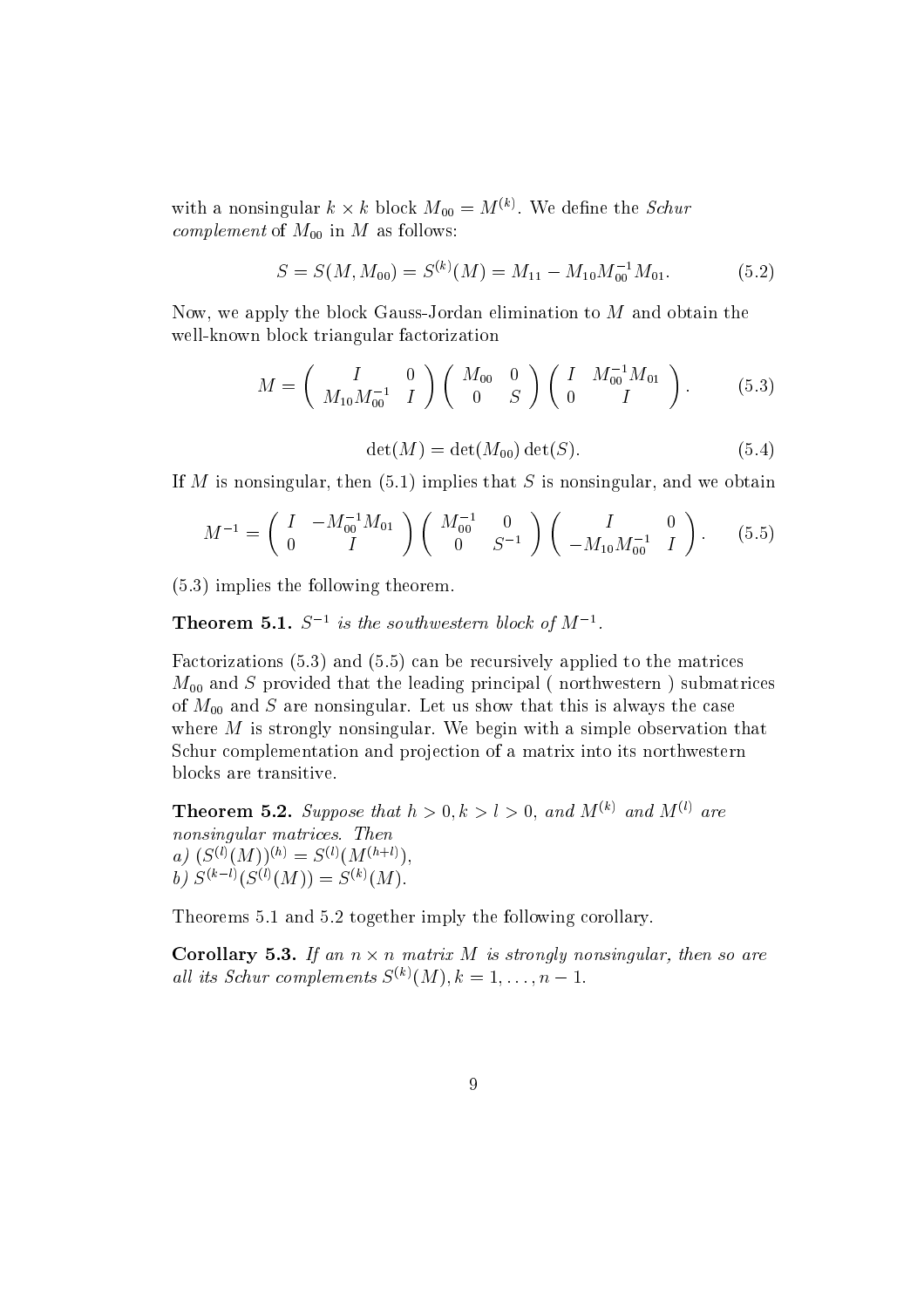with a nonsingular $k \times k$ block $M_{00} = M^{(k)}$. We define the *Schur complement* of $M_{00}$ in $M$ as follows:

$$S = S(M, M_{00}) = S^{(k)}(M) = M_{11} - M_{10}M_{00}^{-1}M_{01}. \tag{5.2}$$

Now, we apply the block Gauss-Jordan elimination to $M$ and obtain the well-known block triangular factorization

$$M = \begin{pmatrix} I & 0 \\ M_{10}M_{00}^{-1} & I \end{pmatrix} \begin{pmatrix} M_{00} & 0 \\ 0 & S \end{pmatrix} \begin{pmatrix} I & M_{00}^{-1}M_{01} \\ 0 & I \end{pmatrix}. \tag{5.3}$$

$$\det(M) = \det(M_{00}) \det(S). \tag{5.4}$$

If $M$ is nonsingular, then (5.1) implies that $S$ is nonsingular, and we obtain

$$M^{-1} = \begin{pmatrix} I & -M_{00}^{-1}M_{01} \\ 0 & I \end{pmatrix} \begin{pmatrix} M_{00}^{-1} & 0 \\ 0 & S^{-1} \end{pmatrix} \begin{pmatrix} I & 0 \\ -M_{10}M_{00}^{-1} & I \end{pmatrix}. \tag{5.5}$$

(5.3) implies the following theorem.

**Theorem 5.1.** *$S^{-1}$ is the southwestern block of $M^{-1}$.*

Factorizations (5.3) and (5.5) can be recursively applied to the matrices $M_{00}$ and $S$ provided that the leading principal ( northwestern ) submatrices of $M_{00}$ and $S$ are nonsingular. Let us show that this is always the case where $M$ is strongly nonsingular. We begin with a simple observation that Schur complementation and projection of a matrix into its northwestern blocks are transitive.

**Theorem 5.2.** *Suppose that $h > 0, k > l > 0$, and $M^{(k)}$ and $M^{(l)}$ are nonsingular matrices. Then*
*a) $(S^{(l)}(M))^{(h)} = S^{(l)}(M^{(h+l)})$,*
*b) $S^{(k-l)}(S^{(l)}(M)) = S^{(k)}(M)$.*

Theorems 5.1 and 5.2 together imply the following corollary.

**Corollary 5.3.** *If an $n \times n$ matrix $M$ is strongly nonsingular, then so are all its Schur complements $S^{(k)}(M), k = 1, \ldots, n-1$.*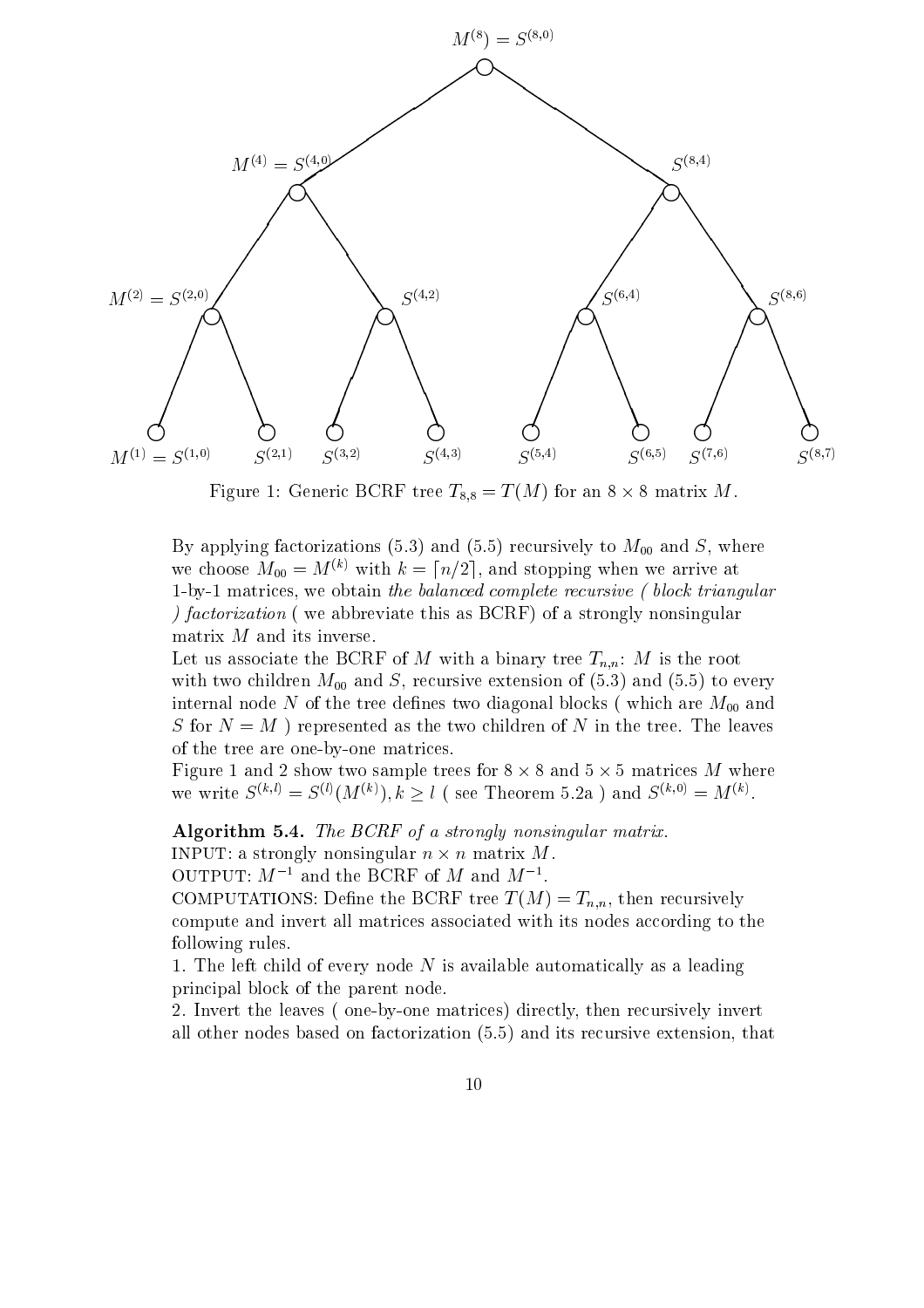Figure 1: Generic BCRF tree $T_{8,8} = T(M)$ for an $8 \times 8$ matrix $M$.

By applying factorizations (5.3) and (5.5) recursively to $M_{00}$ and $S$, where we choose $M_{00} = M^{(k)}$ with $k = \lceil n/2 \rceil$, and stopping when we arrive at 1-by-1 matrices, we obtain *the balanced complete recursive ( block triangular ) factorization* ( we abbreviate this as BCRF) of a strongly nonsingular matrix $M$ and its inverse.

Let us associate the BCRF of $M$ with a binary tree $T_{n,n}$: $M$ is the root with two children $M_{00}$ and $S$, recursive extension of (5.3) and (5.5) to every internal node $N$ of the tree defines two diagonal blocks ( which are $M_{00}$ and $S$ for $N = M$ ) represented as the two children of $N$ in the tree. The leaves of the tree are one-by-one matrices.

Figure 1 and 2 show two sample trees for $8 \times 8$ and $5 \times 5$ matrices $M$ where we write $S^{(k,l)} = S^{(l)}(M^{(k)}), k \geq l$ ( see Theorem 5.2a ) and $S^{(k,0)} = M^{(k)}$.

**Algorithm 5.4.** *The BCRF of a strongly nonsingular matrix.*

INPUT: a strongly nonsingular $n \times n$ matrix $M$.

OUTPUT: $M^{-1}$ and the BCRF of $M$ and $M^{-1}$.

COMPUTATIONS: Define the BCRF tree $T(M) = T_{n,n}$, then recursively compute and invert all matrices associated with its nodes according to the following rules.

1. The left child of every node $N$ is available automatically as a leading principal block of the parent node.

2. Invert the leaves ( one-by-one matrices) directly, then recursively invert all other nodes based on factorization (5.5) and its recursive extension, that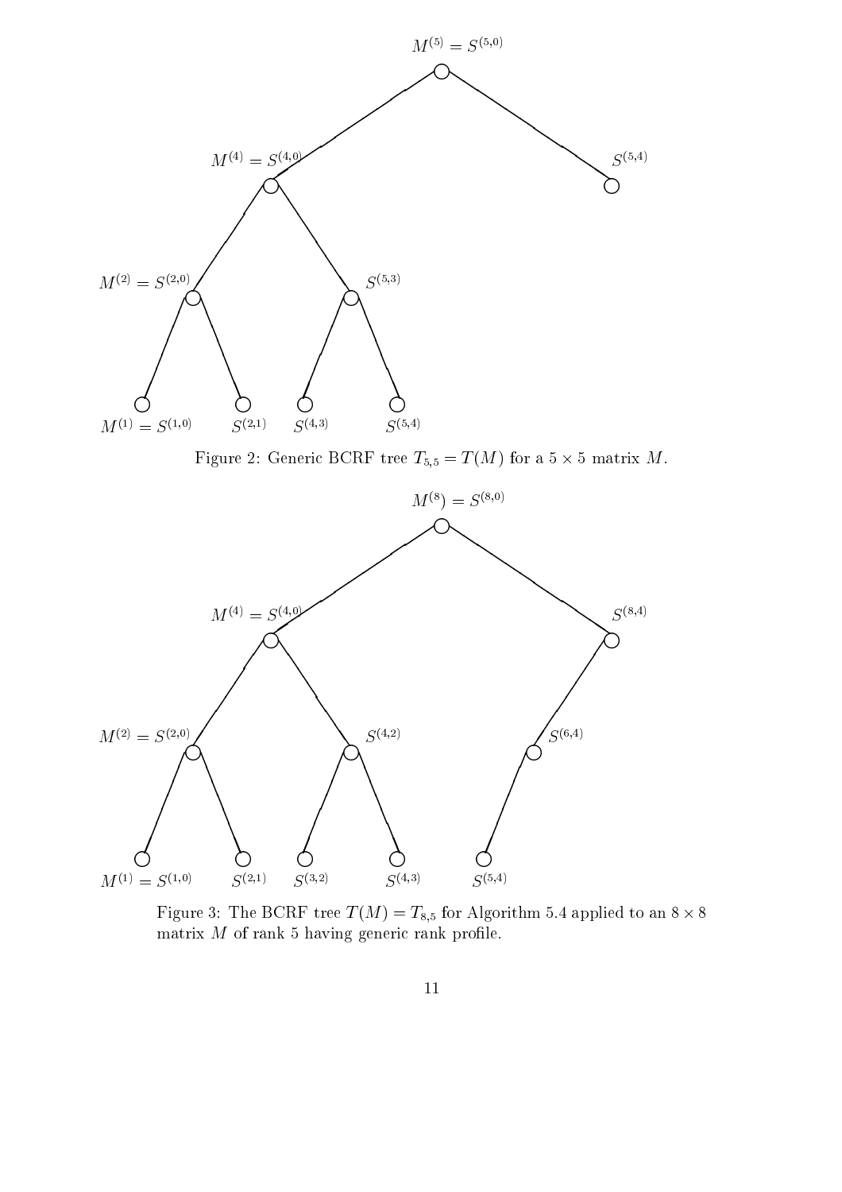$M^{(5)} = S^{(5,0)}$

$M^{(4)} = S^{(4,0)}$ $S^{(5,4)}$

$M^{(2)} = S^{(2,0)}$ $S^{(5,3)}$

$M^{(1)} = S^{(1,0)}$ $S^{(2,1)}$ $S^{(4,3)}$ $S^{(5,4)}$

Figure 2: Generic BCRF tree $T_{5,5} = T(M)$ for a $5 \times 5$ matrix $M$.

$M^{(8)} = S^{(8,0)}$

$M^{(4)} = S^{(4,0)}$ $S^{(8,4)}$

$M^{(2)} = S^{(2,0)}$ $S^{(4,2)}$ $S^{(6,4)}$

$M^{(1)} = S^{(1,0)}$ $S^{(2,1)}$ $S^{(3,2)}$ $S^{(4,3)}$ $S^{(5,4)}$

Figure 3: The BCRF tree $T(M) = T_{8,5}$ for Algorithm 5.4 applied to an $8 \times 8$ matrix $M$ of rank 5 having generic rank profile.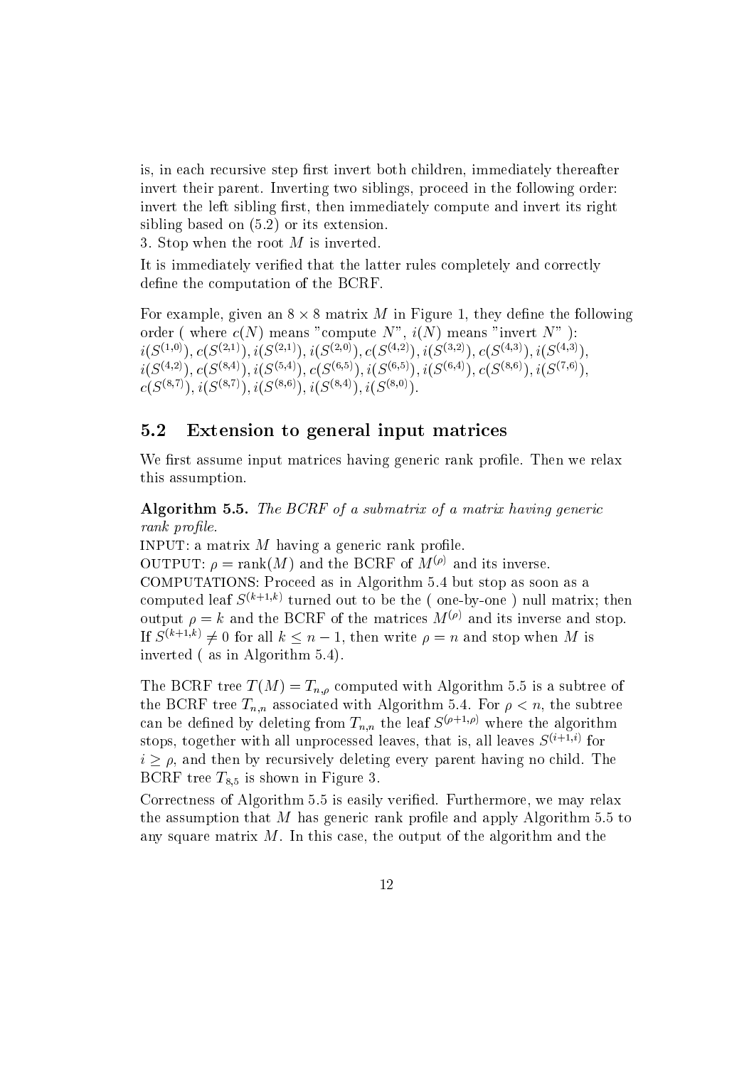is, in each recursive step first invert both children, immediately thereafter invert their parent. Inverting two siblings, proceed in the following order: invert the left sibling first, then immediately compute and invert its right sibling based on (5.2) or its extension.

3. Stop when the root $M$ is inverted.

It is immediately verified that the latter rules completely and correctly define the computation of the BCRF.

For example, given an $8 \times 8$ matrix $M$ in Figure 1, they define the following order ( where $c(N)$ means "compute $N$", $i(N)$ means "invert $N$" ): $i(S^{(1,0)}), c(S^{(2,1)}), i(S^{(2,1)}), i(S^{(2,0)}), c(S^{(4,2)}), i(S^{(3,2)}), c(S^{(4,3)}), i(S^{(4,3)}),$ $i(S^{(4,2)}), c(S^{(8,4)}), i(S^{(5,4)}), c(S^{(6,5)}), i(S^{(6,5)}), i(S^{(6,4)}), c(S^{(8,6)}), i(S^{(7,6)}),$ $c(S^{(8,7)}), i(S^{(8,7)}), i(S^{(8,6)}), i(S^{(8,4)}), i(S^{(8,0)})$.

## 5.2 Extension to general input matrices

We first assume input matrices having generic rank profile. Then we relax this assumption.

**Algorithm 5.5.** *The BCRF of a submatrix of a matrix having generic rank profile.*

INPUT: a matrix $M$ having a generic rank profile.

OUTPUT: $\rho = \text{rank}(M)$ and the BCRF of $M^{(\rho)}$ and its inverse.

COMPUTATIONS: Proceed as in Algorithm 5.4 but stop as soon as a computed leaf $S^{(k+1,k)}$ turned out to be the ( one-by-one ) null matrix; then output $\rho = k$ and the BCRF of the matrices $M^{(\rho)}$ and its inverse and stop. If $S^{(k+1,k)} \neq 0$ for all $k \leq n-1$, then write $\rho = n$ and stop when $M$ is inverted ( as in Algorithm 5.4).

The BCRF tree $T(M) = T_{n,\rho}$ computed with Algorithm 5.5 is a subtree of the BCRF tree $T_{n,n}$ associated with Algorithm 5.4. For $\rho < n$, the subtree can be defined by deleting from $T_{n,n}$ the leaf $S^{(\rho+1,\rho)}$ where the algorithm stops, together with all unprocessed leaves, that is, all leaves $S^{(i+1,i)}$ for $i \geq \rho$, and then by recursively deleting every parent having no child. The BCRF tree $T_{8,5}$ is shown in Figure 3.

Correctness of Algorithm 5.5 is easily verified. Furthermore, we may relax the assumption that $M$ has generic rank profile and apply Algorithm 5.5 to any square matrix $M$. In this case, the output of the algorithm and the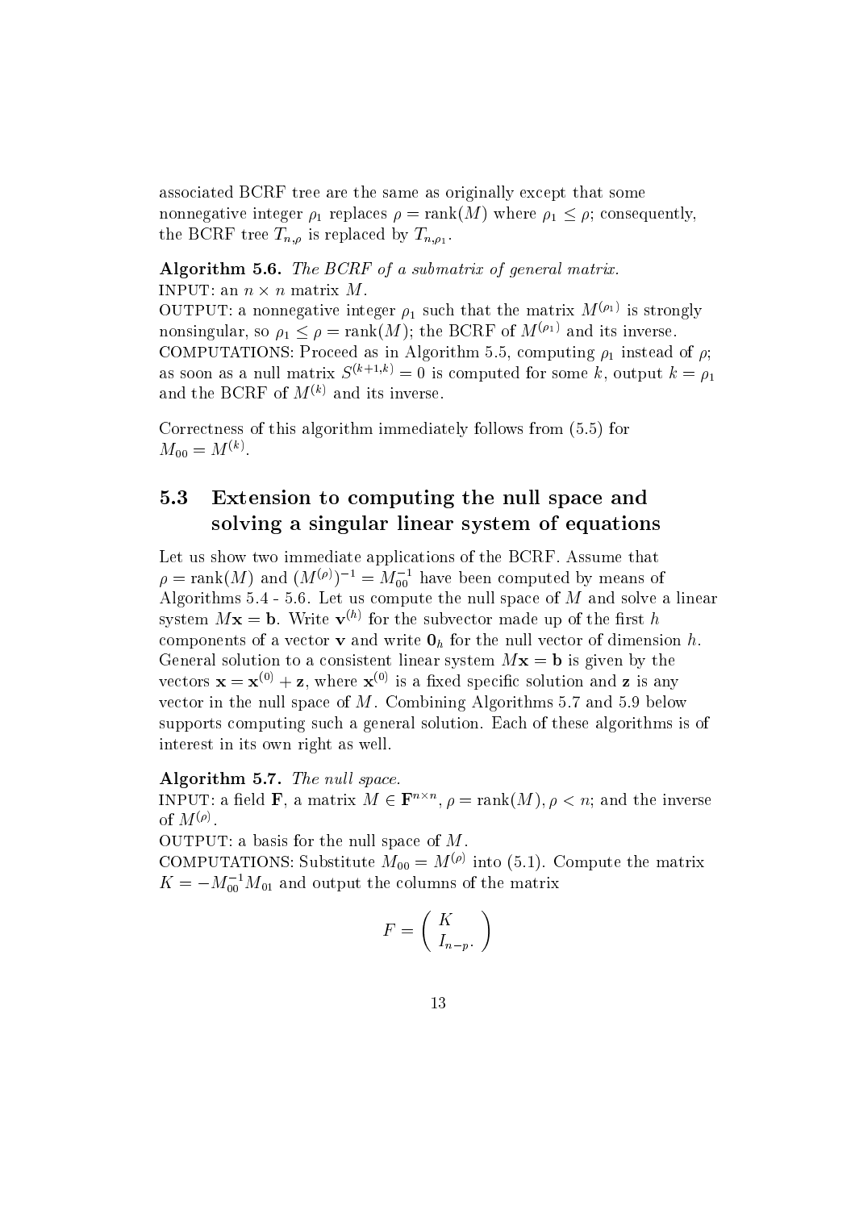associated BCRF tree are the same as originally except that some nonnegative integer $\rho_1$ replaces $\rho = \text{rank}(M)$ where $\rho_1 \leq \rho$; consequently, the BCRF tree $T_{n,\rho}$ is replaced by $T_{n,\rho_1}$.

**Algorithm 5.6.** *The BCRF of a submatrix of general matrix.*
INPUT: an $n \times n$ matrix $M$.
OUTPUT: a nonnegative integer $\rho_1$ such that the matrix $M^{(\rho_1)}$ is strongly nonsingular, so $\rho_1 \leq \rho = \text{rank}(M)$; the BCRF of $M^{(\rho_1)}$ and its inverse.
COMPUTATIONS: Proceed as in Algorithm 5.5, computing $\rho_1$ instead of $\rho$; as soon as a null matrix $S^{(k+1,k)} = 0$ is computed for some $k$, output $k = \rho_1$ and the BCRF of $M^{(k)}$ and its inverse.

Correctness of this algorithm immediately follows from (5.5) for $M_{00} = M^{(k)}$.

## 5.3 Extension to computing the null space and solving a singular linear system of equations

Let us show two immediate applications of the BCRF. Assume that $\rho = \text{rank}(M)$ and $(M^{(\rho)})^{-1} = M_{00}^{-1}$ have been computed by means of Algorithms 5.4 - 5.6. Let us compute the null space of $M$ and solve a linear system $M\mathbf{x} = \mathbf{b}$. Write $\mathbf{v}^{(h)}$ for the subvector made up of the first $h$ components of a vector $\mathbf{v}$ and write $\mathbf{0}_h$ for the null vector of dimension $h$. General solution to a consistent linear system $M\mathbf{x} = \mathbf{b}$ is given by the vectors $\mathbf{x} = \mathbf{x}^{(0)} + \mathbf{z}$, where $\mathbf{x}^{(0)}$ is a fixed specific solution and $\mathbf{z}$ is any vector in the null space of $M$. Combining Algorithms 5.7 and 5.9 below supports computing such a general solution. Each of these algorithms is of interest in its own right as well.

**Algorithm 5.7.** *The null space.*
INPUT: a field $\mathbf{F}$, a matrix $M \in \mathbf{F}^{n \times n}$, $\rho = \text{rank}(M)$, $\rho < n$; and the inverse of $M^{(\rho)}$.
OUTPUT: a basis for the null space of $M$.
COMPUTATIONS: Substitute $M_{00} = M^{(\rho)}$ into (5.1). Compute the matrix $K = -M_{00}^{-1} M_{01}$ and output the columns of the matrix

$$F = \begin{pmatrix} K \\ I_{n-p}. \end{pmatrix}$$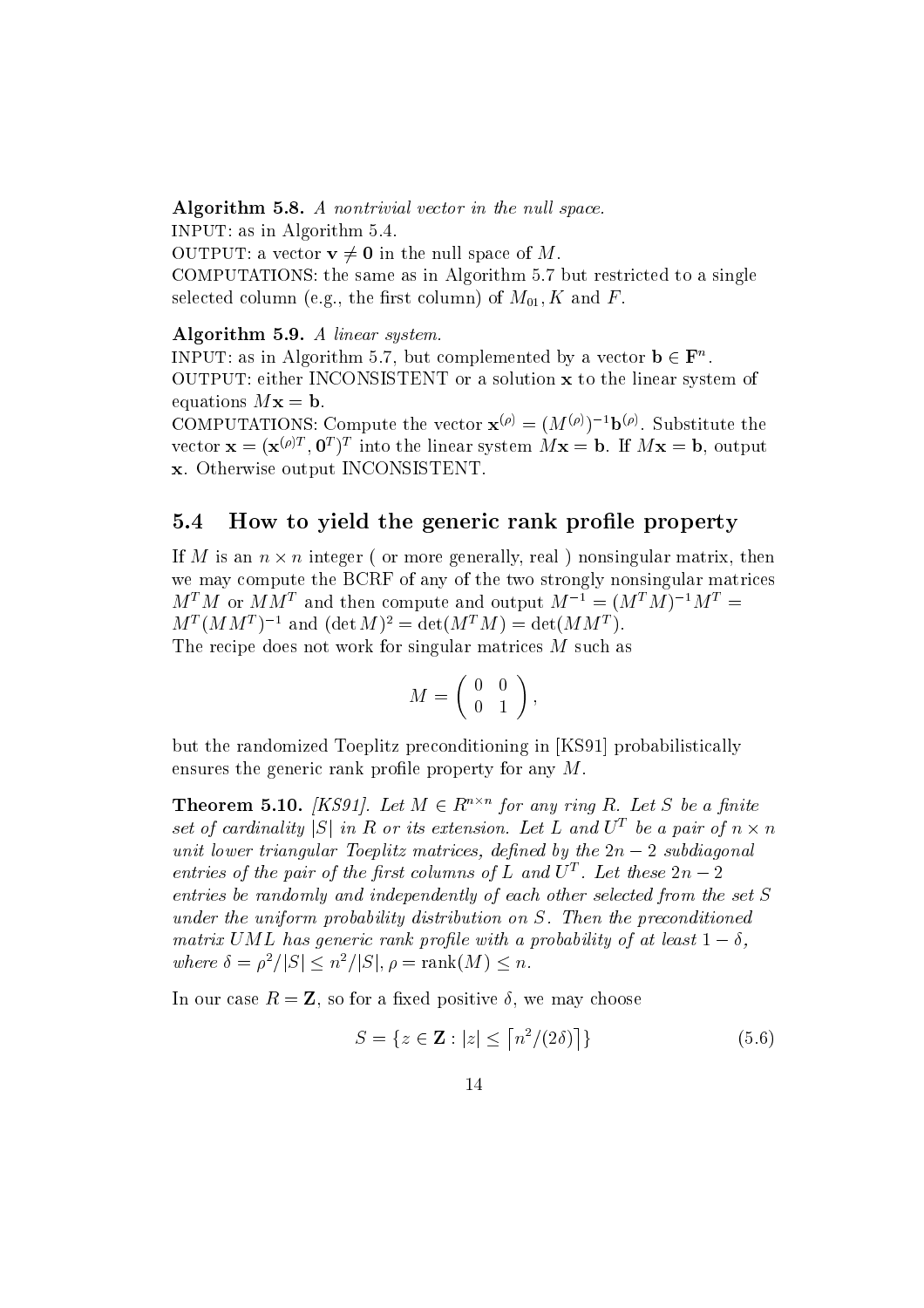**Algorithm 5.8.** *A nontrivial vector in the null space.*
INPUT: as in Algorithm 5.4.
OUTPUT: a vector $\mathbf{v} \neq \mathbf{0}$ in the null space of $M$.
COMPUTATIONS: the same as in Algorithm 5.7 but restricted to a single selected column (e.g., the first column) of $M_{01}, K$ and $F$.

**Algorithm 5.9.** *A linear system.*
INPUT: as in Algorithm 5.7, but complemented by a vector $\mathbf{b} \in \mathbf{F}^n$.
OUTPUT: either INCONSISTENT or a solution $\mathbf{x}$ to the linear system of equations $M\mathbf{x} = \mathbf{b}$.
COMPUTATIONS: Compute the vector $\mathbf{x}^{(\rho)} = (M^{(\rho)})^{-1}\mathbf{b}^{(\rho)}$. Substitute the vector $\mathbf{x} = (\mathbf{x}^{(\rho)T}, \mathbf{0}^T)^T$ into the linear system $M\mathbf{x} = \mathbf{b}$. If $M\mathbf{x} = \mathbf{b}$, output $\mathbf{x}$. Otherwise output INCONSISTENT.

## 5.4 How to yield the generic rank profile property

If $M$ is an $n \times n$ integer ( or more generally, real ) nonsingular matrix, then we may compute the BCRF of any of the two strongly nonsingular matrices $M^T M$ or $MM^T$ and then compute and output $M^{-1} = (M^T M)^{-1} M^T = M^T(MM^T)^{-1}$ and $(\det M)^2 = \det(M^T M) = \det(MM^T)$.
The recipe does not work for singular matrices $M$ such as

$$M = \begin{pmatrix} 0 & 0 \\ 0 & 1 \end{pmatrix},$$

but the randomized Toeplitz preconditioning in [KS91] probabilistically ensures the generic rank profile property for any $M$.

**Theorem 5.10.** *[KS91]. Let $M \in R^{n\times n}$ for any ring $R$. Let $S$ be a finite set of cardinality $|S|$ in $R$ or its extension. Let $L$ and $U^T$ be a pair of $n \times n$ unit lower triangular Toeplitz matrices, defined by the $2n-2$ subdiagonal entries of the pair of the first columns of $L$ and $U^T$. Let these $2n-2$ entries be randomly and independently of each other selected from the set $S$ under the uniform probability distribution on $S$. Then the preconditioned matrix $UML$ has generic rank profile with a probability of at least $1-\delta$, where $\delta = \rho^2/|S| \leq n^2/|S|, \rho = \operatorname{rank}(M) \leq n$.*

In our case $R = \mathbf{Z}$, so for a fixed positive $\delta$, we may choose

$$S = \{z \in \mathbf{Z} : |z| \leq \lceil n^2/(2\delta) \rceil\} \tag{5.6}$$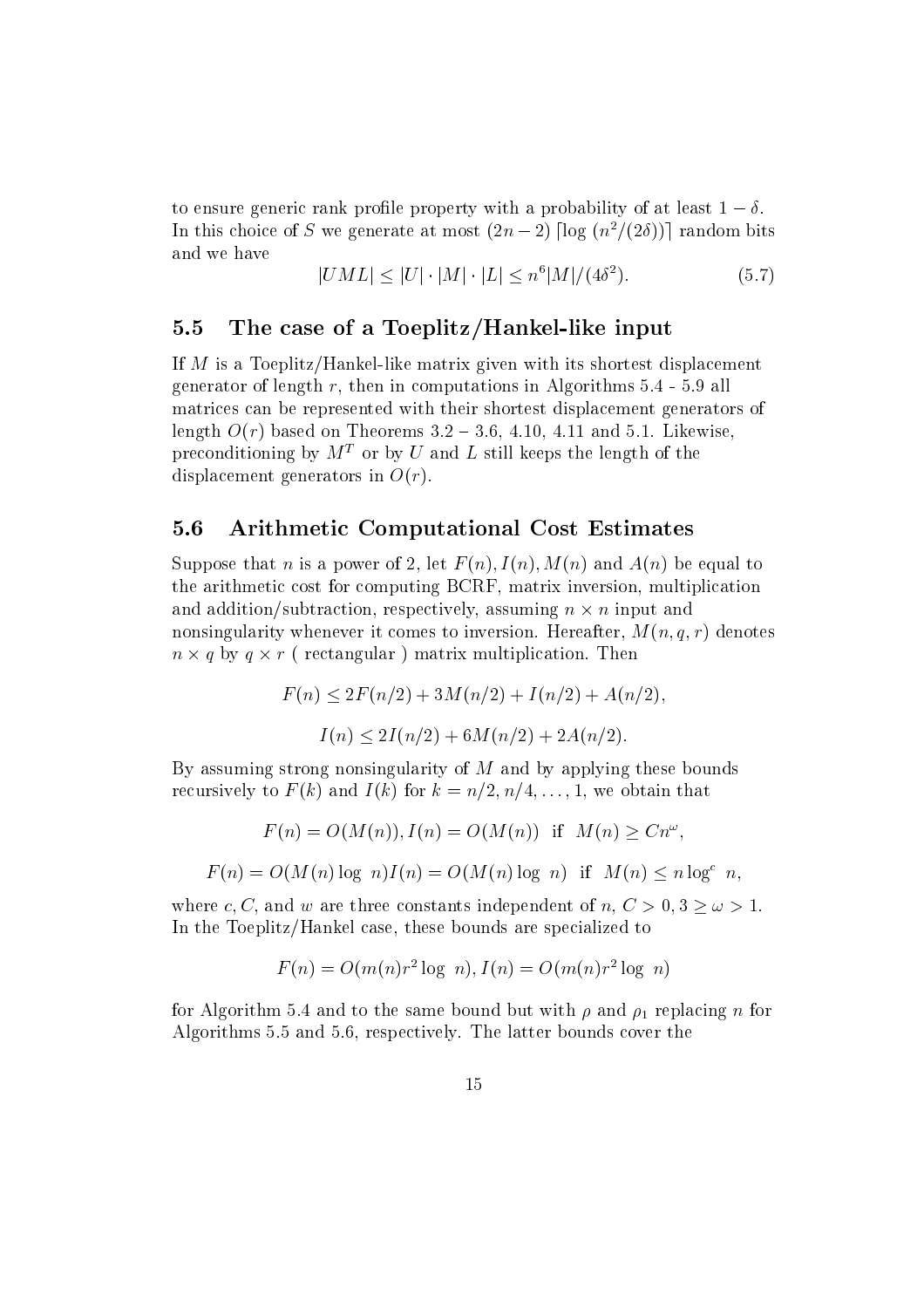to ensure generic rank profile property with a probability of at least $1 - \delta$. In this choice of $S$ we generate at most $(2n-2)\lceil \log (n^2/(2\delta)) \rceil$ random bits and we have

$$|UML| \leq |U| \cdot |M| \cdot |L| \leq n^6 |M|/(4\delta^2). \tag{5.7}$$

## 5.5 The case of a Toeplitz/Hankel-like input

If $M$ is a Toeplitz/Hankel-like matrix given with its shortest displacement generator of length $r$, then in computations in Algorithms 5.4 - 5.9 all matrices can be represented with their shortest displacement generators of length $O(r)$ based on Theorems 3.2 – 3.6, 4.10, 4.11 and 5.1. Likewise, preconditioning by $M^T$ or by $U$ and $L$ still keeps the length of the displacement generators in $O(r)$.

## 5.6 Arithmetic Computational Cost Estimates

Suppose that $n$ is a power of 2, let $F(n), I(n), M(n)$ and $A(n)$ be equal to the arithmetic cost for computing BCRF, matrix inversion, multiplication and addition/subtraction, respectively, assuming $n \times n$ input and nonsingularity whenever it comes to inversion. Hereafter, $M(n, q, r)$ denotes $n \times q$ by $q \times r$ ( rectangular ) matrix multiplication. Then

$$F(n) \leq 2F(n/2) + 3M(n/2) + I(n/2) + A(n/2),$$

$$I(n) \leq 2I(n/2) + 6M(n/2) + 2A(n/2).$$

By assuming strong nonsingularity of $M$ and by applying these bounds recursively to $F(k)$ and $I(k)$ for $k = n/2, n/4, \ldots, 1$, we obtain that

$$F(n) = O(M(n)), I(n) = O(M(n)) \quad \text{if} \quad M(n) \geq Cn^{\omega},$$

$$F(n) = O(M(n) \log\, n) I(n) = O(M(n) \log\, n) \quad \text{if} \quad M(n) \leq n \log^c\, n,$$

where $c, C$, and $w$ are three constants independent of $n$, $C > 0, 3 \geq \omega > 1$. In the Toeplitz/Hankel case, these bounds are specialized to

$$F(n) = O(m(n) r^2 \log\, n), I(n) = O(m(n) r^2 \log\, n)$$

for Algorithm 5.4 and to the same bound but with $\rho$ and $\rho_1$ replacing $n$ for Algorithms 5.5 and 5.6, respectively. The latter bounds cover the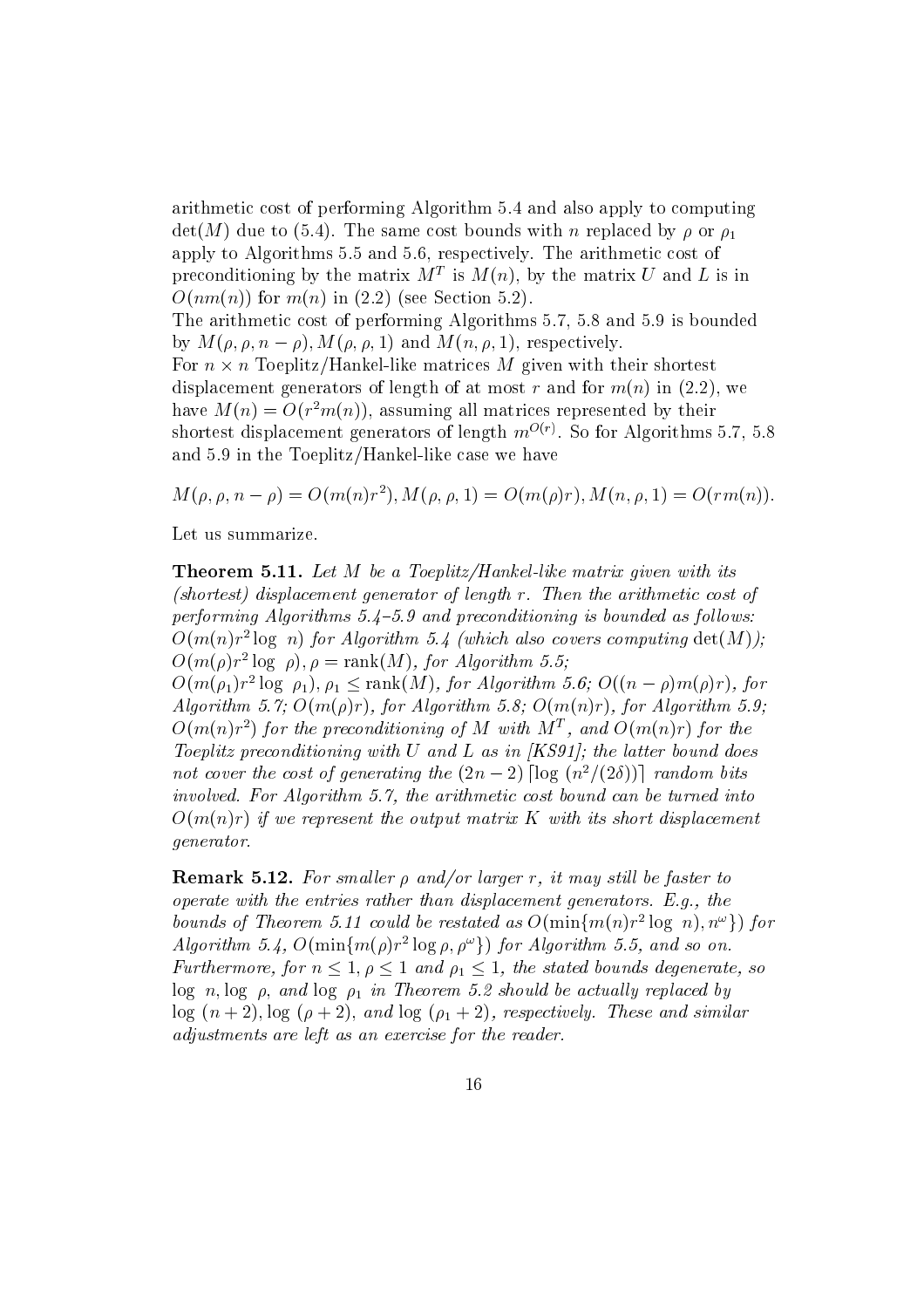arithmetic cost of performing Algorithm 5.4 and also apply to computing $\det(M)$ due to (5.4). The same cost bounds with $n$ replaced by $\rho$ or $\rho_1$ apply to Algorithms 5.5 and 5.6, respectively. The arithmetic cost of preconditioning by the matrix $M^T$ is $M(n)$, by the matrix $U$ and $L$ is in $O(nm(n))$ for $m(n)$ in (2.2) (see Section 5.2).

The arithmetic cost of performing Algorithms 5.7, 5.8 and 5.9 is bounded by $M(\rho, \rho, n-\rho), M(\rho, \rho, 1)$ and $M(n, \rho, 1)$, respectively.

For $n \times n$ Toeplitz/Hankel-like matrices $M$ given with their shortest displacement generators of length of at most $r$ and for $m(n)$ in (2.2), we have $M(n) = O(r^2 m(n))$, assuming all matrices represented by their shortest displacement generators of length $m^{O(r)}$. So for Algorithms 5.7, 5.8 and 5.9 in the Toeplitz/Hankel-like case we have

$$M(\rho, \rho, n-\rho) = O(m(n)r^2), M(\rho, \rho, 1) = O(m(\rho)r), M(n, \rho, 1) = O(rm(n)).$$

Let us summarize.

**Theorem 5.11.** *Let $M$ be a Toeplitz/Hankel-like matrix given with its (shortest) displacement generator of length $r$. Then the arithmetic cost of performing Algorithms 5.4–5.9 and preconditioning is bounded as follows: $O(m(n)r^2 \log\ n)$ for Algorithm 5.4 (which also covers computing $\det(M)$); $O(m(\rho)r^2 \log\ \rho)$, $\rho = \operatorname{rank}(M)$, for Algorithm 5.5; $O(m(\rho_1)r^2 \log\ \rho_1)$, $\rho_1 \leq \operatorname{rank}(M)$, for Algorithm 5.6; $O((n-\rho)m(\rho)r)$, for Algorithm 5.7; $O(m(\rho)r)$, for Algorithm 5.8; $O(m(n)r)$, for Algorithm 5.9; $O(m(n)r^2)$ for the preconditioning of $M$ with $M^T$, and $O(m(n)r)$ for the Toeplitz preconditioning with $U$ and $L$ as in [KS91]; the latter bound does not cover the cost of generating the $(2n-2)\lceil \log\ (n^2/(2\delta)) \rceil$ random bits involved. For Algorithm 5.7, the arithmetic cost bound can be turned into $O(m(n)r)$ if we represent the output matrix $K$ with its short displacement generator.*

**Remark 5.12.** *For smaller $\rho$ and/or larger $r$, it may still be faster to operate with the entries rather than displacement generators. E.g., the bounds of Theorem 5.11 could be restated as $O(\min\{m(n)r^2 \log\ n), n^\omega\})$ for Algorithm 5.4, $O(\min\{m(\rho)r^2 \log \rho, \rho^\omega\})$ for Algorithm 5.5, and so on. Furthermore, for $n \leq 1, \rho \leq 1$ and $\rho_1 \leq 1$, the stated bounds degenerate, so $\log\ n, \log\ \rho$, and $\log\ \rho_1$ in Theorem 5.2 should be actually replaced by $\log\ (n+2), \log\ (\rho+2)$, and $\log\ (\rho_1+2)$, respectively. These and similar adjustments are left as an exercise for the reader.*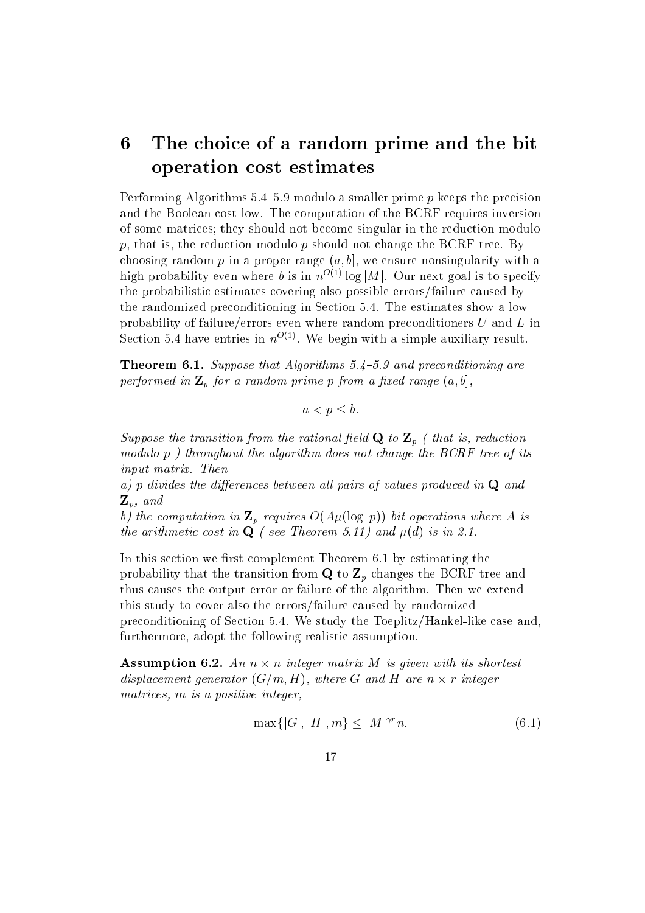# 6 The choice of a random prime and the bit operation cost estimates

Performing Algorithms 5.4–5.9 modulo a smaller prime $p$ keeps the precision and the Boolean cost low. The computation of the BCRF requires inversion of some matrices; they should not become singular in the reduction modulo $p$, that is, the reduction modulo $p$ should not change the BCRF tree. By choosing random $p$ in a proper range $(a, b]$, we ensure nonsingularity with a high probability even where $b$ is in $n^{O(1)} \log |M|$. Our next goal is to specify the probabilistic estimates covering also possible errors/failure caused by the randomized preconditioning in Section 5.4. The estimates show a low probability of failure/errors even where random preconditioners $U$ and $L$ in Section 5.4 have entries in $n^{O(1)}$. We begin with a simple auxiliary result.

**Theorem 6.1.** *Suppose that Algorithms 5.4–5.9 and preconditioning are performed in $\mathbf{Z}_p$ for a random prime $p$ from a fixed range $(a, b]$,*

$$a < p \leq b.$$

*Suppose the transition from the rational field $\mathbf{Q}$ to $\mathbf{Z}_p$ ( that is, reduction modulo $p$ ) throughout the algorithm does not change the BCRF tree of its input matrix. Then*
*a) $p$ divides the differences between all pairs of values produced in $\mathbf{Q}$ and $\mathbf{Z}_p$, and*
*b) the computation in $\mathbf{Z}_p$ requires $O(A\mu(\log\ p))$ bit operations where $A$ is the arithmetic cost in $\mathbf{Q}$ ( see Theorem 5.11) and $\mu(d)$ is in 2.1.*

In this section we first complement Theorem 6.1 by estimating the probability that the transition from $\mathbf{Q}$ to $\mathbf{Z}_p$ changes the BCRF tree and thus causes the output error or failure of the algorithm. Then we extend this study to cover also the errors/failure caused by randomized preconditioning of Section 5.4. We study the Toeplitz/Hankel-like case and, furthermore, adopt the following realistic assumption.

**Assumption 6.2.** *An $n \times n$ integer matrix $M$ is given with its shortest displacement generator $(G/m, H)$, where $G$ and $H$ are $n \times r$ integer matrices, $m$ is a positive integer,*

$$\max\{|G|, |H|, m\} \leq |M|^{\gamma r} n, \tag{6.1}$$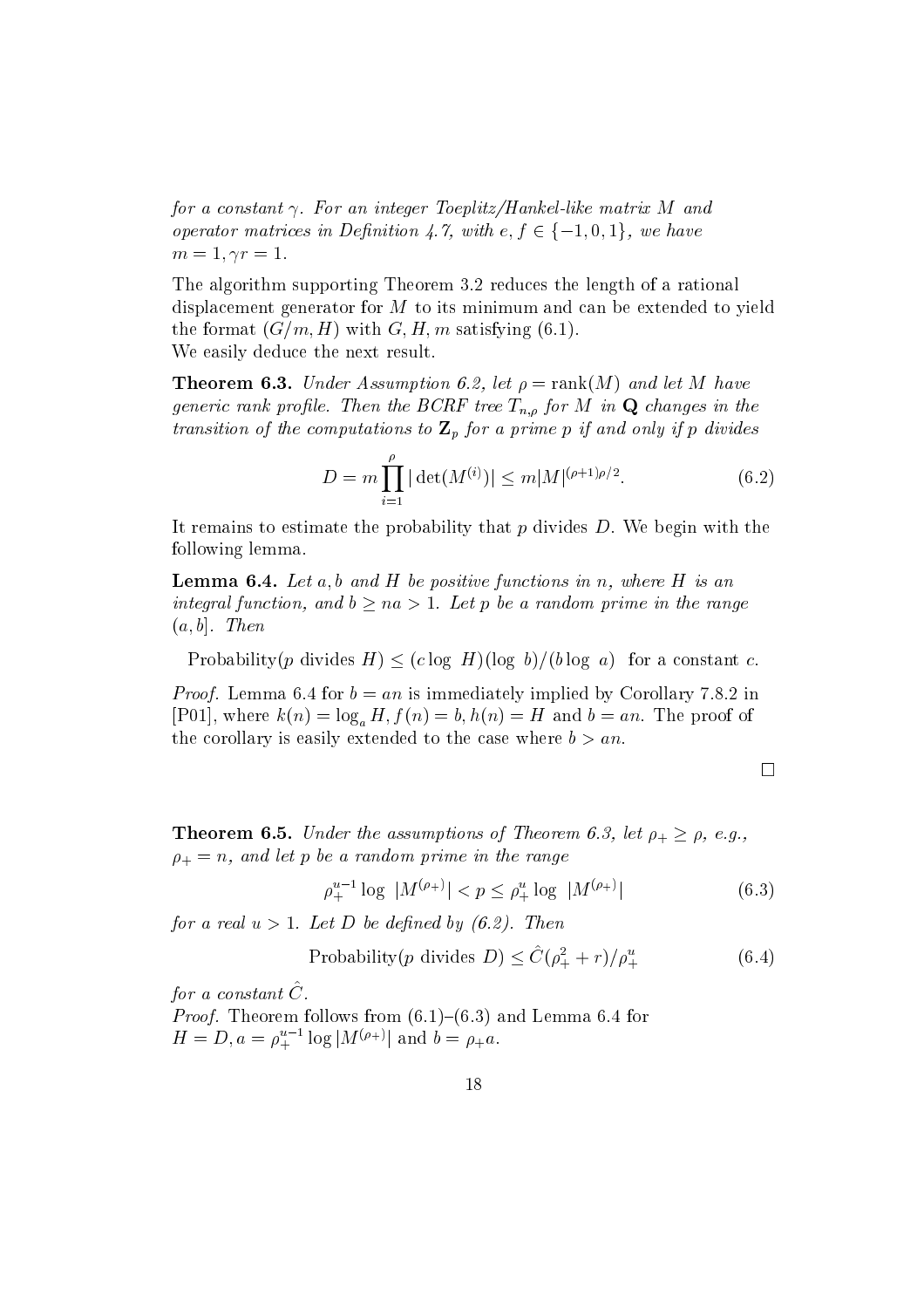*for a constant $\gamma$. For an integer Toeplitz/Hankel-like matrix $M$ and operator matrices in Definition 4.7, with $e, f \in \{-1, 0, 1\}$, we have* $m = 1, \gamma r = 1$.

The algorithm supporting Theorem 3.2 reduces the length of a rational displacement generator for $M$ to its minimum and can be extended to yield the format $(G/m, H)$ with $G, H, m$ satisfying (6.1).
We easily deduce the next result.

**Theorem 6.3.** *Under Assumption 6.2, let $\rho = \text{rank}(M)$ and let $M$ have generic rank profile. Then the BCRF tree $T_{n,\rho}$ for $M$ in $\mathbf{Q}$ changes in the transition of the computations to $\mathbf{Z}_p$ for a prime $p$ if and only if $p$ divides*

$$D = m \prod_{i=1}^{\rho} |\det(M^{(i)})| \leq m|M|^{(\rho+1)\rho/2}. \tag{6.2}$$

It remains to estimate the probability that $p$ divides $D$. We begin with the following lemma.

**Lemma 6.4.** *Let $a, b$ and $H$ be positive functions in $n$, where $H$ is an integral function, and $b \geq na > 1$. Let $p$ be a random prime in the range $(a, b]$. Then*

$$\text{Probability}(p \text{ divides } H) \leq (c \log\, H)(\log\, b)/(b \log\, a) \quad \text{for a constant } c.$$

*Proof.* Lemma 6.4 for $b = an$ is immediately implied by Corollary 7.8.2 in [P01], where $k(n) = \log_a H, f(n) = b, h(n) = H$ and $b = an$. The proof of the corollary is easily extended to the case where $b > an$.

□

**Theorem 6.5.** *Under the assumptions of Theorem 6.3, let $\rho_+ \geq \rho$, e.g., $\rho_+ = n$, and let $p$ be a random prime in the range*

$$\rho_+^{u-1} \log\, |M^{(\rho_+)}| < p \leq \rho_+^u \log\, |M^{(\rho_+)}| \tag{6.3}$$

*for a real $u > 1$. Let $D$ be defined by (6.2). Then*

$$\text{Probability}(p \text{ divides } D) \leq \hat{C}(\rho_+^2 + r)/\rho_+^u \tag{6.4}$$

*for a constant $\hat{C}$.*
*Proof.* Theorem follows from (6.1)–(6.3) and Lemma 6.4 for $H = D, a = \rho_+^{u-1} \log |M^{(\rho_+)}|$ and $b = \rho_+ a$.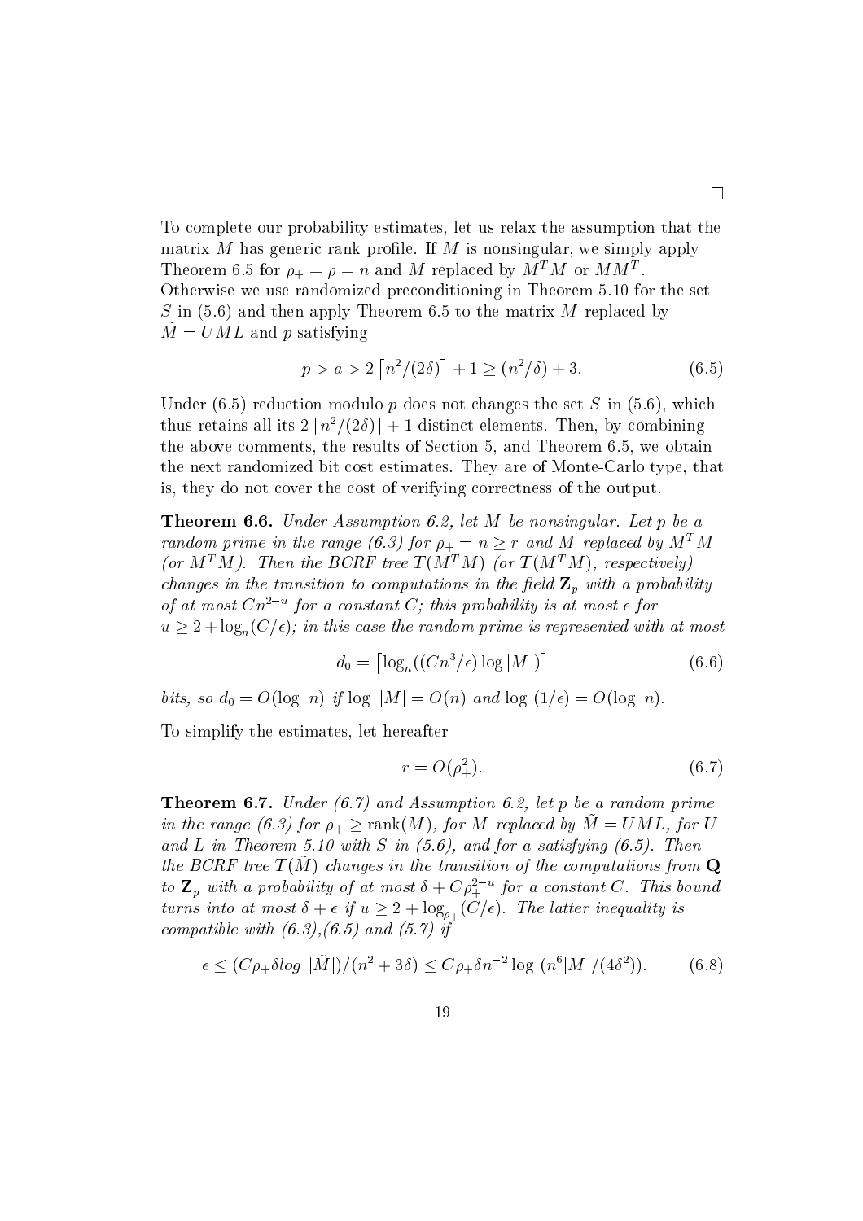□

To complete our probability estimates, let us relax the assumption that the matrix $M$ has generic rank profile. If $M$ is nonsingular, we simply apply Theorem 6.5 for $\rho_+ = \rho = n$ and $M$ replaced by $M^TM$ or $MM^T$. Otherwise we use randomized preconditioning in Theorem 5.10 for the set $S$ in (5.6) and then apply Theorem 6.5 to the matrix $M$ replaced by $\tilde{M} = UML$ and $p$ satisfying

$$p > a > 2\left\lceil n^2/(2\delta)\right\rceil + 1 \geq (n^2/\delta) + 3. \tag{6.5}$$

Under (6.5) reduction modulo $p$ does not changes the set $S$ in (5.6), which thus retains all its $2\left\lceil n^2/(2\delta)\right\rceil + 1$ distinct elements. Then, by combining the above comments, the results of Section 5, and Theorem 6.5, we obtain the next randomized bit cost estimates. They are of Monte-Carlo type, that is, they do not cover the cost of verifying correctness of the output.

**Theorem 6.6.** *Under Assumption 6.2, let $M$ be nonsingular. Let $p$ be a random prime in the range (6.3) for $\rho_+ = n \geq r$ and $M$ replaced by $M^TM$ (or $M^TM$). Then the BCRF tree $T(M^TM)$ (or $T(M^TM)$, respectively) changes in the transition to computations in the field $\mathbf{Z}_p$ with a probability of at most $Cn^{2-u}$ for a constant $C$; this probability is at most $\epsilon$ for $u \geq 2 + \log_n(C/\epsilon)$; in this case the random prime is represented with at most*

$$d_0 = \left\lceil \log_n((Cn^3/\epsilon)\log|M|)\right\rceil \tag{6.6}$$

*bits, so $d_0 = O(\log\ n)$ if $\log\ |M| = O(n)$ and $\log\ (1/\epsilon) = O(\log\ n)$.*

To simplify the estimates, let hereafter

$$r = O(\rho_+^2). \tag{6.7}$$

**Theorem 6.7.** *Under (6.7) and Assumption 6.2, let $p$ be a random prime in the range (6.3) for $\rho_+ \geq \text{rank}(M)$, for $M$ replaced by $\tilde{M} = UML$, for $U$ and $L$ in Theorem 5.10 with $S$ in (5.6), and for $a$ satisfying (6.5). Then the BCRF tree $T(\tilde{M})$ changes in the transition of the computations from $\mathbf{Q}$ to $\mathbf{Z}_p$ with a probability of at most $\delta + C\rho_+^{2-u}$ for a constant $C$. This bound turns into at most $\delta + \epsilon$ if $u \geq 2 + \log_{\rho_+}(C/\epsilon)$. The latter inequality is compatible with (6.3),(6.5) and (5.7) if*

$$\epsilon \leq (C\rho_+\delta log\ |\tilde{M}|)/(n^2 + 3\delta) \leq C\rho_+\delta n^{-2}\log\ (n^6|M|/(4\delta^2)). \tag{6.8}$$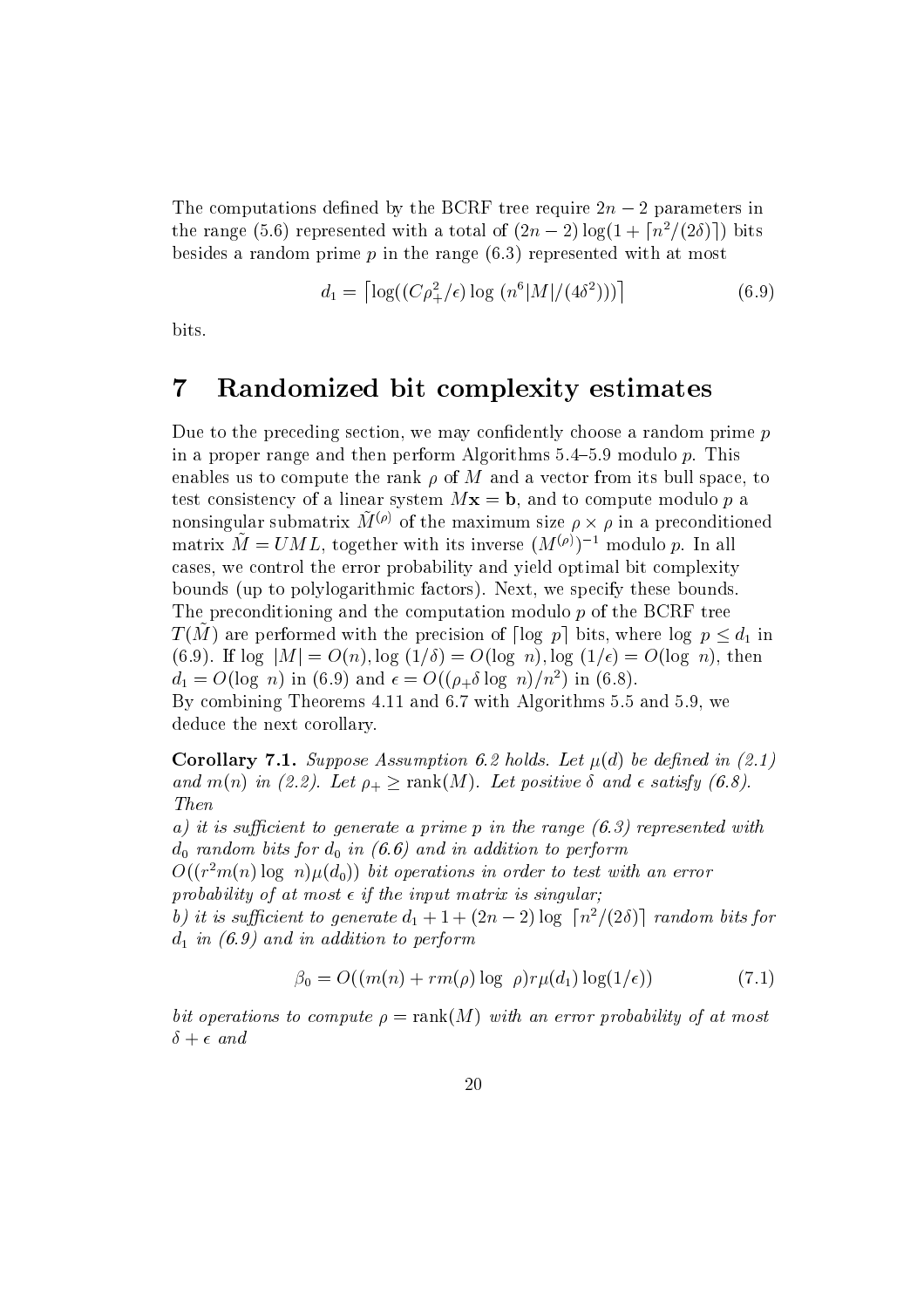The computations defined by the BCRF tree require $2n-2$ parameters in the range (5.6) represented with a total of $(2n-2)\log(1+\lceil n^2/(2\delta)\rceil)$ bits besides a random prime $p$ in the range (6.3) represented with at most

$$d_1 = \lceil \log((C\rho_+^2/\epsilon)\log\,(n^6|M|/(4\delta^2)))\rceil \tag{6.9}$$

bits.

# 7 Randomized bit complexity estimates

Due to the preceding section, we may confidently choose a random prime $p$ in a proper range and then perform Algorithms 5.4–5.9 modulo $p$. This enables us to compute the rank $\rho$ of $M$ and a vector from its bull space, to test consistency of a linear system $M\mathbf{x} = \mathbf{b}$, and to compute modulo $p$ a nonsingular submatrix $\tilde{M}^{(\rho)}$ of the maximum size $\rho \times \rho$ in a preconditioned matrix $\tilde{M} = UML$, together with its inverse $(M^{(\rho)})^{-1}$ modulo $p$. In all cases, we control the error probability and yield optimal bit complexity bounds (up to polylogarithmic factors). Next, we specify these bounds. The preconditioning and the computation modulo $p$ of the BCRF tree $T(\tilde{M})$ are performed with the precision of $\lceil \log\, p\rceil$ bits, where $\log\, p \leq d_1$ in (6.9). If $\log\,|M| = O(n), \log\,(1/\delta) = O(\log\, n), \log\,(1/\epsilon) = O(\log\, n)$, then $d_1 = O(\log\, n)$ in (6.9) and $\epsilon = O((\rho_+\delta\log\, n)/n^2)$ in (6.8).
By combining Theorems 4.11 and 6.7 with Algorithms 5.5 and 5.9, we deduce the next corollary.

**Corollary 7.1.** *Suppose Assumption 6.2 holds. Let $\mu(d)$ be defined in (2.1) and $m(n)$ in (2.2). Let $\rho_+ \geq \mathrm{rank}(M)$. Let positive $\delta$ and $\epsilon$ satisfy (6.8). Then*
*a) it is sufficient to generate a prime $p$ in the range (6.3) represented with $d_0$ random bits for $d_0$ in (6.6) and in addition to perform $O((r^2m(n)\log\, n)\mu(d_0))$ bit operations in order to test with an error probability of at most $\epsilon$ if the input matrix is singular;*
*b) it is sufficient to generate $d_1 + 1 + (2n-2)\log\,\lceil n^2/(2\delta)\rceil$ random bits for $d_1$ in (6.9) and in addition to perform*

$$\beta_0 = O((m(n) + rm(\rho)\log\,\rho)r\mu(d_1)\log(1/\epsilon)) \tag{7.1}$$

*bit operations to compute $\rho = \mathrm{rank}(M)$ with an error probability of at most $\delta + \epsilon$ and*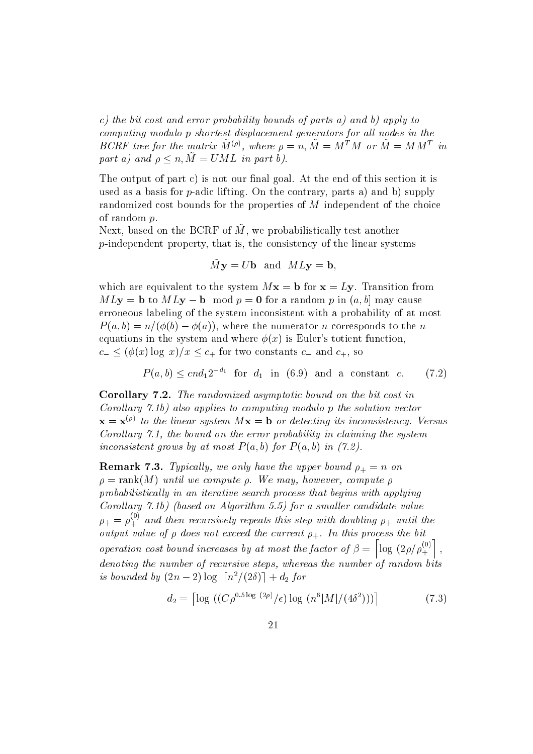*c) the bit cost and error probability bounds of parts a) and b) apply to computing modulo p shortest displacement generators for all nodes in the BCRF tree for the matrix $\tilde{M}^{(\rho)}$, where $\rho = n, \tilde{M} = M^T M$ or $\tilde{M} = MM^T$ in part a) and $\rho \leq n, \tilde{M} = UML$ in part b).*

The output of part c) is not our final goal. At the end of this section it is used as a basis for $p$-adic lifting. On the contrary, parts a) and b) supply randomized cost bounds for the properties of $M$ independent of the choice of random $p$.

Next, based on the BCRF of $\tilde{M}$, we probabilistically test another $p$-independent property, that is, the consistency of the linear systems

$$\tilde{M}\mathbf{y} = U\mathbf{b} \quad \text{and} \quad ML\mathbf{y} = \mathbf{b},$$

which are equivalent to the system $M\mathbf{x} = \mathbf{b}$ for $\mathbf{x} = L\mathbf{y}$. Transition from $ML\mathbf{y} = \mathbf{b}$ to $ML\mathbf{y} - \mathbf{b} \mod p = \mathbf{0}$ for a random $p$ in $(a, b]$ may cause erroneous labeling of the system inconsistent with a probability of at most $P(a, b) = n/(\phi(b) - \phi(a))$, where the numerator $n$ corresponds to the $n$ equations in the system and where $\phi(x)$ is Euler's totient function, $c_- \leq (\phi(x) \log x)/x \leq c_+$ for two constants $c_-$ and $c_+$, so

$$P(a, b) \leq cnd_1 2^{-d_1} \quad \text{for} \quad d_1 \quad \text{in} \quad (6.9) \quad \text{and} \quad \text{a} \quad \text{constant} \quad c. \tag{7.2}$$

**Corollary 7.2.** *The randomized asymptotic bound on the bit cost in Corollary 7.1b) also applies to computing modulo p the solution vector $\mathbf{x} = \mathbf{x}^{(\rho)}$ to the linear system $M\mathbf{x} = \mathbf{b}$ or detecting its inconsistency. Versus Corollary 7.1, the bound on the error probability in claiming the system inconsistent grows by at most $P(a, b)$ for $P(a, b)$ in (7.2).*

**Remark 7.3.** *Typically, we only have the upper bound $\rho_+ = n$ on $\rho = \text{rank}(M)$ until we compute $\rho$. We may, however, compute $\rho$ probabilistically in an iterative search process that begins with applying Corollary 7.1b) (based on Algorithm 5.5) for a smaller candidate value $\rho_+ = \rho_+^{(0)}$ and then recursively repeats this step with doubling $\rho_+$ until the output value of $\rho$ does not exceed the current $\rho_+$. In this process the bit operation cost bound increases by at most the factor of $\beta = \left\lceil \log \left(2\rho/\rho_+^{(0)}\right) \right\rceil$, denoting the number of recursive steps, whereas the number of random bits is bounded by $(2n - 2) \log \lceil n^2/(2\delta) \rceil + d_2$ for*

$$d_2 = \lceil \log ((C\rho^{0.5 \log (2\rho)}/\epsilon) \log (n^6 |M|/(4\delta^2))) \rceil \tag{7.3}$$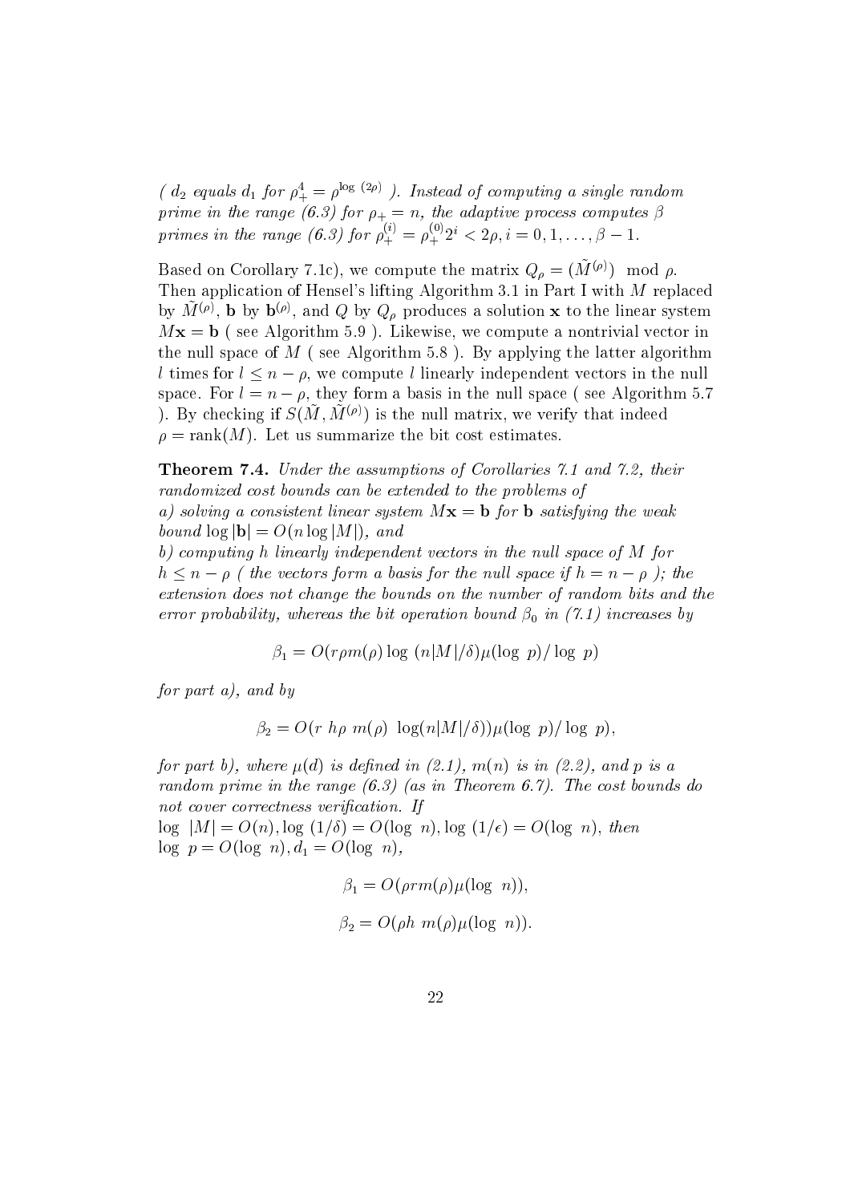*( $d_2$ equals $d_1$ for $\rho_+^4 = \rho^{\log\,(2\rho)}$ ). Instead of computing a single random prime in the range (6.3) for $\rho_+ = n$, the adaptive process computes $\beta$ primes in the range (6.3) for $\rho_+^{(i)} = \rho_+^{(0)} 2^i < 2\rho, i = 0, 1, \ldots, \beta - 1$.*

Based on Corollary 7.1c), we compute the matrix $Q_\rho = (\tilde{M}^{(\rho)}) \mod \rho$. Then application of Hensel's lifting Algorithm 3.1 in Part I with $M$ replaced by $\tilde{M}^{(\rho)}$, $\mathbf{b}$ by $\mathbf{b}^{(\rho)}$, and $Q$ by $Q_\rho$ produces a solution $\mathbf{x}$ to the linear system $M\mathbf{x} = \mathbf{b}$ ( see Algorithm 5.9 ). Likewise, we compute a nontrivial vector in the null space of $M$ ( see Algorithm 5.8 ). By applying the latter algorithm $l$ times for $l \leq n - \rho$, we compute $l$ linearly independent vectors in the null space. For $l = n - \rho$, they form a basis in the null space ( see Algorithm 5.7 ). By checking if $S(\tilde{M}, \tilde{M}^{(\rho)})$ is the null matrix, we verify that indeed $\rho = \text{rank}(M)$. Let us summarize the bit cost estimates.

**Theorem 7.4.** *Under the assumptions of Corollaries 7.1 and 7.2, their randomized cost bounds can be extended to the problems of*
*a) solving a consistent linear system $M\mathbf{x} = \mathbf{b}$ for $\mathbf{b}$ satisfying the weak bound $\log |\mathbf{b}| = O(n \log |M|)$, and*
*b) computing $h$ linearly independent vectors in the null space of $M$ for $h \leq n - \rho$ ( the vectors form a basis for the null space if $h = n - \rho$ ); the extension does not change the bounds on the number of random bits and the error probability, whereas the bit operation bound $\beta_0$ in (7.1) increases by*

$$\beta_1 = O(r \rho m(\rho) \log\,(n|M|/\delta) \mu(\log\,p)/\log\,p)$$

*for part a), and by*

$$\beta_2 = O(r\;h\rho\;m(\rho)\;\log(n|M|/\delta))\mu(\log\,p)/\log\,p),$$

*for part b), where $\mu(d)$ is defined in (2.1), $m(n)$ is in (2.2), and $p$ is a random prime in the range (6.3) (as in Theorem 6.7). The cost bounds do not cover correctness verification. If*
*$\log\,|M| = O(n), \log\,(1/\delta) = O(\log\,n), \log\,(1/\epsilon) = O(\log\,n)$, then $\log\,p = O(\log\,n), d_1 = O(\log\,n)$,*

$$\beta_1 = O(\rho r m(\rho) \mu(\log\,n)),$$

$$\beta_2 = O(\rho h\;m(\rho) \mu(\log\,n)).$$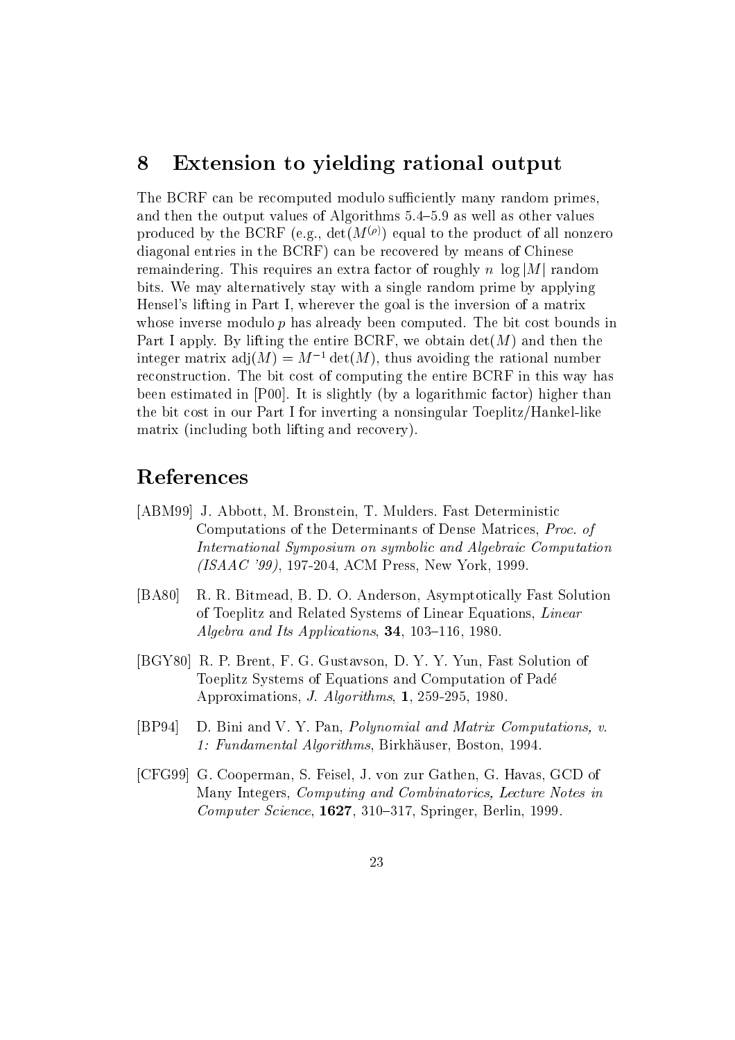## 8 Extension to yielding rational output

The BCRF can be recomputed modulo sufficiently many random primes, and then the output values of Algorithms 5.4–5.9 as well as other values produced by the BCRF (e.g., $\det(M^{(\rho)})$ equal to the product of all nonzero diagonal entries in the BCRF) can be recovered by means of Chinese remaindering. This requires an extra factor of roughly $n \log |M|$ random bits. We may alternatively stay with a single random prime by applying Hensel's lifting in Part I, wherever the goal is the inversion of a matrix whose inverse modulo $p$ has already been computed. The bit cost bounds in Part I apply. By lifting the entire BCRF, we obtain $\det(M)$ and then the integer matrix $\text{adj}(M) = M^{-1}\det(M)$, thus avoiding the rational number reconstruction. The bit cost of computing the entire BCRF in this way has been estimated in [P00]. It is slightly (by a logarithmic factor) higher than the bit cost in our Part I for inverting a nonsingular Toeplitz/Hankel-like matrix (including both lifting and recovery).

## References

[ABM99] J. Abbott, M. Bronstein, T. Mulders. Fast Deterministic Computations of the Determinants of Dense Matrices, *Proc. of International Symposium on symbolic and Algebraic Computation (ISAAC '99)*, 197-204, ACM Press, New York, 1999.

[BA80] R. R. Bitmead, B. D. O. Anderson, Asymptotically Fast Solution of Toeplitz and Related Systems of Linear Equations, *Linear Algebra and Its Applications*, **34**, 103–116, 1980.

[BGY80] R. P. Brent, F. G. Gustavson, D. Y. Y. Yun, Fast Solution of Toeplitz Systems of Equations and Computation of Padé Approximations, *J. Algorithms*, **1**, 259-295, 1980.

[BP94] D. Bini and V. Y. Pan, *Polynomial and Matrix Computations, v. 1: Fundamental Algorithms*, Birkhäuser, Boston, 1994.

[CFG99] G. Cooperman, S. Feisel, J. von zur Gathen, G. Havas, GCD of Many Integers, *Computing and Combinatorics, Lecture Notes in Computer Science*, **1627**, 310–317, Springer, Berlin, 1999.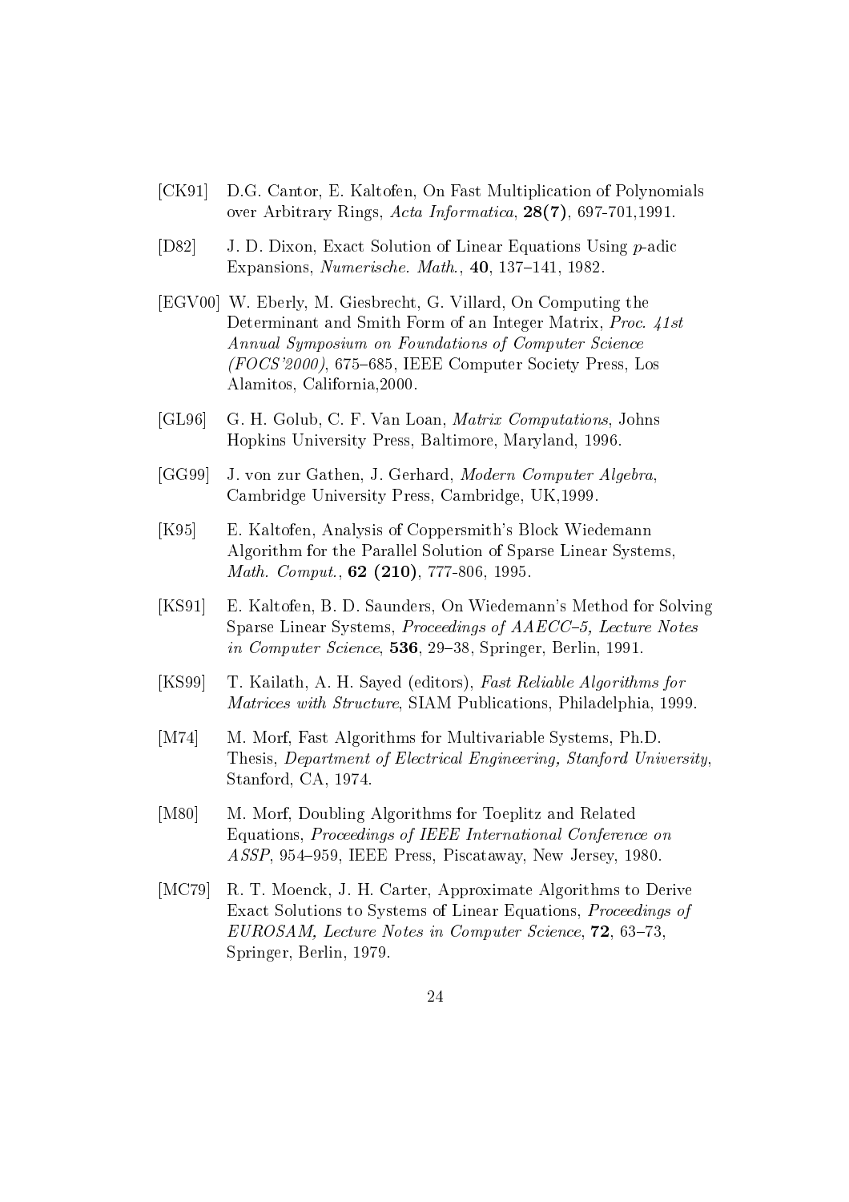[CK91] D.G. Cantor, E. Kaltofen, On Fast Multiplication of Polynomials over Arbitrary Rings, *Acta Informatica*, **28(7)**, 697-701,1991.

[D82] J. D. Dixon, Exact Solution of Linear Equations Using $p$-adic Expansions, *Numerische. Math.*, **40**, 137–141, 1982.

[EGV00] W. Eberly, M. Giesbrecht, G. Villard, On Computing the Determinant and Smith Form of an Integer Matrix, *Proc. 41st Annual Symposium on Foundations of Computer Science (FOCS'2000)*, 675–685, IEEE Computer Society Press, Los Alamitos, California,2000.

[GL96] G. H. Golub, C. F. Van Loan, *Matrix Computations*, Johns Hopkins University Press, Baltimore, Maryland, 1996.

[GG99] J. von zur Gathen, J. Gerhard, *Modern Computer Algebra*, Cambridge University Press, Cambridge, UK,1999.

[K95] E. Kaltofen, Analysis of Coppersmith's Block Wiedemann Algorithm for the Parallel Solution of Sparse Linear Systems, *Math. Comput.*, **62 (210)**, 777-806, 1995.

[KS91] E. Kaltofen, B. D. Saunders, On Wiedemann's Method for Solving Sparse Linear Systems, *Proceedings of AAECC–5, Lecture Notes in Computer Science*, **536**, 29–38, Springer, Berlin, 1991.

[KS99] T. Kailath, A. H. Sayed (editors), *Fast Reliable Algorithms for Matrices with Structure*, SIAM Publications, Philadelphia, 1999.

[M74] M. Morf, Fast Algorithms for Multivariable Systems, Ph.D. Thesis, *Department of Electrical Engineering, Stanford University*, Stanford, CA, 1974.

[M80] M. Morf, Doubling Algorithms for Toeplitz and Related Equations, *Proceedings of IEEE International Conference on ASSP*, 954–959, IEEE Press, Piscataway, New Jersey, 1980.

[MC79] R. T. Moenck, J. H. Carter, Approximate Algorithms to Derive Exact Solutions to Systems of Linear Equations, *Proceedings of EUROSAM, Lecture Notes in Computer Science*, **72**, 63–73, Springer, Berlin, 1979.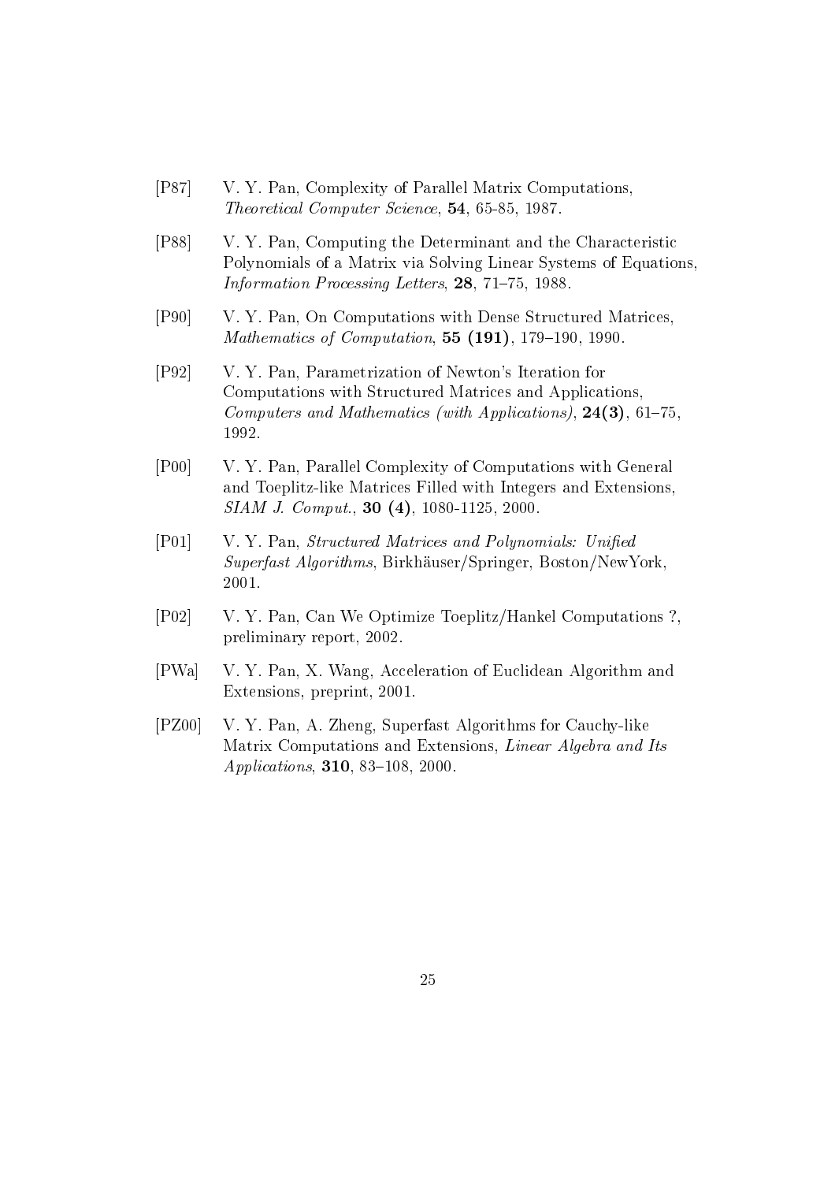[P87] V. Y. Pan, Complexity of Parallel Matrix Computations, *Theoretical Computer Science*, **54**, 65-85, 1987.

[P88] V. Y. Pan, Computing the Determinant and the Characteristic Polynomials of a Matrix via Solving Linear Systems of Equations, *Information Processing Letters*, **28**, 71–75, 1988.

[P90] V. Y. Pan, On Computations with Dense Structured Matrices, *Mathematics of Computation*, **55 (191)**, 179–190, 1990.

[P92] V. Y. Pan, Parametrization of Newton's Iteration for Computations with Structured Matrices and Applications, *Computers and Mathematics (with Applications)*, **24(3)**, 61–75, 1992.

[P00] V. Y. Pan, Parallel Complexity of Computations with General and Toeplitz-like Matrices Filled with Integers and Extensions, *SIAM J. Comput.*, **30 (4)**, 1080-1125, 2000.

[P01] V. Y. Pan, *Structured Matrices and Polynomials: Unified Superfast Algorithms*, Birkhäuser/Springer, Boston/NewYork, 2001.

[P02] V. Y. Pan, Can We Optimize Toeplitz/Hankel Computations ?, preliminary report, 2002.

[PWa] V. Y. Pan, X. Wang, Acceleration of Euclidean Algorithm and Extensions, preprint, 2001.

[PZ00] V. Y. Pan, A. Zheng, Superfast Algorithms for Cauchy-like Matrix Computations and Extensions, *Linear Algebra and Its Applications*, **310**, 83–108, 2000.